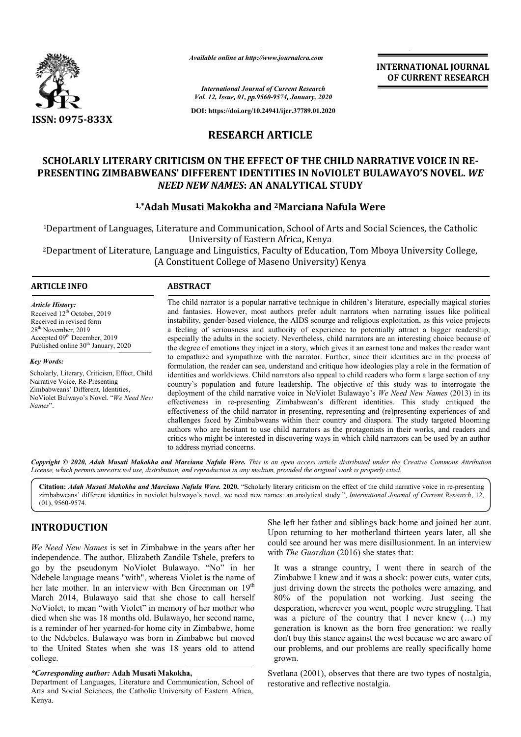*Available online at http://www.journalcra.com*

*International Journal of Current Research*
*Vol. 12, Issue, 01, pp.9560-9574, January, 2020*

**DOI: https://doi.org/10.24941/ijcr.37789.01.2020**

**INTERNATIONAL JOURNAL OF CURRENT RESEARCH**

**ISSN: 0975-833X**

## RESEARCH ARTICLE

# SCHOLARLY LITERARY CRITICISM ON THE EFFECT OF THE CHILD NARRATIVE VOICE IN RE-PRESENTING ZIMBABWEANS' DIFFERENT IDENTITIES IN NoVIOLET BULAWAYO'S NOVEL. *WE NEED NEW NAMES*: AN ANALYTICAL STUDY

**[1,*]Adah Musati Makokha and [2]Marciana Nafula Were**

[1]Department of Languages, Literature and Communication, School of Arts and Social Sciences, the Catholic University of Eastern Africa, Kenya

[2]Department of Literature, Language and Linguistics, Faculty of Education, Tom Mboya University College, (A Constituent College of Maseno University) Kenya

**ARTICLE INFO**

*Article History:*
Received 12th October, 2019
Received in revised form
28th November, 2019
Accepted 09th December, 2019
Published online 30th January, 2020

*Key Words:*
Scholarly, Literary, Criticism, Effect, Child Narrative Voice, Re-Presenting Zimbabweans' Different, Identities, NoViolet Bulwayo's Novel. "*We Need New Names*".

**ABSTRACT**

The child narrator is a popular narrative technique in children's literature, especially magical stories and fantasies. However, most authors prefer adult narrators when narrating issues like political instability, gender-based violence, the AIDS scourge and religious exploitation, as this voice projects a feeling of seriousness and authority of experience to potentially attract a bigger readership, especially the adults in the society. Nevertheless, child narrators are an interesting choice because of the degree of emotions they inject in a story, which gives it an earnest tone and makes the reader want to empathize and sympathize with the narrator. Further, since their identities are in the process of formulation, the reader can see, understand and critique how ideologies play a role in the formation of identities and worldviews. Child narrators also appeal to child readers who form a large section of any country's population and future leadership. The objective of this study was to interrogate the deployment of the child narrative voice in NoViolet Bulawayo's *We Need New Names* (2013) in its effectiveness in re-presenting Zimbabwean's different identities. This study critiqued the effectiveness of the child narrator in presenting, representing and (re)presenting experiences of and challenges faced by Zimbabweans within their country and diaspora. The study targeted blooming authors who are hesitant to use child narrators as the protagonists in their works, and readers and critics who might be interested in discovering ways in which child narrators can be used by an author to address myriad concerns.

***Copyright © 2020, Adah Musati Makokha and Marciana Nafula Were.*** *This is an open access article distributed under the Creative Commons Attribution License, which permits unrestricted use, distribution, and reproduction in any medium, provided the original work is properly cited.*

**Citation: *Adah Musati Makokha and Marciana Nafula Were.* 2020.** "Scholarly literary criticism on the effect of the child narrative voice in re-presenting zimbabweans' different identities in noviolet bulawayo's novel. we need new names: an analytical study.", *International Journal of Current Research*, 12, (01), 9560-9574.

## INTRODUCTION

*We Need New Names* is set in Zimbabwe in the years after her independence. The author, Elizabeth Zandile Tshele, prefers to go by the pseudonym NoViolet Bulawayo. "No" in her Ndebele language means "with", whereas Violet is the name of her late mother. In an interview with Ben Greenman on 19th March 2014, Bulawayo said that she chose to call herself NoViolet, to mean "with Violet" in memory of her mother who died when she was 18 months old. Bulawayo, her second name, is a reminder of her yearned-for home city in Zimbabwe, home to the Ndebeles. Bulawayo was born in Zimbabwe but moved to the United States when she was 18 years old to attend college.

She left her father and siblings back home and joined her aunt. Upon returning to her motherland thirteen years later, all she could see around her was mere disillusionment. In an interview with *The Guardian* (2016) she states that:

> It was a strange country, I went there in search of the Zimbabwe I knew and it was a shock: power cuts, water cuts, just driving down the streets the potholes were amazing, and 80% of the population not working. Just seeing the desperation, wherever you went, people were struggling. That was a picture of the country that I never knew (…) my generation is known as the born free generation: we really don't buy this stance against the west because we are aware of our problems, and our problems are really specifically home grown.

Svetlana (2001), observes that there are two types of nostalgia, restorative and reflective nostalgia.

***Corresponding author:** Adah Musati Makokha,
Department of Languages, Literature and Communication, School of Arts and Social Sciences, the Catholic University of Eastern Africa, Kenya.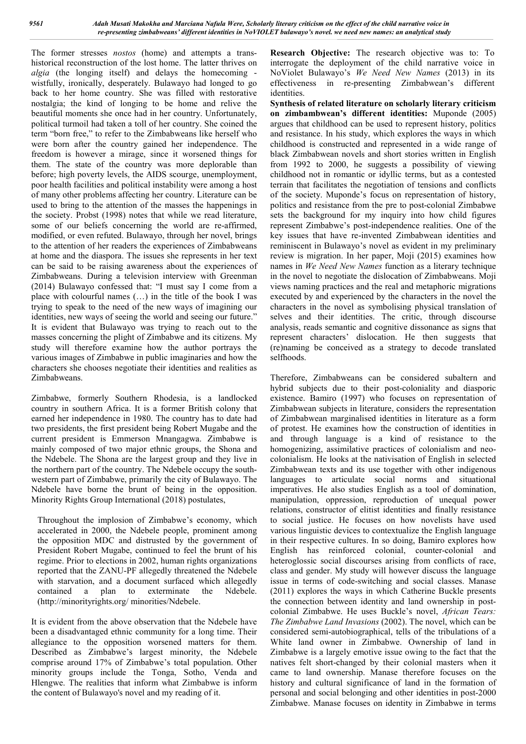The former stresses *nostos* (home) and attempts a trans-historical reconstruction of the lost home. The latter thrives on *algia* (the longing itself) and delays the homecoming - wistfully, ironically, desperately. Bulawayo had longed to go back to her home country. She was filled with restorative nostalgia; the kind of longing to be home and relive the beautiful moments she once had in her country. Unfortunately, political turmoil had taken a toll of her country. She coined the term "born free," to refer to the Zimbabweans like herself who were born after the country gained her independence. The freedom is however a mirage, since it worsened things for them. The state of the country was more deplorable than before; high poverty levels, the AIDS scourge, unemployment, poor health facilities and political instability were among a host of many other problems affecting her country. Literature can be used to bring to the attention of the masses the happenings in the society. Probst (1998) notes that while we read literature, some of our beliefs concerning the world are re-affirmed, modified, or even refuted. Bulawayo, through her novel, brings to the attention of her readers the experiences of Zimbabweans at home and the diaspora. The issues she represents in her text can be said to be raising awareness about the experiences of Zimbabweans. During a television interview with Greenman (2014) Bulawayo confessed that: "I must say I come from a place with colourful names (…) in the title of the book I was trying to speak to the need of the new ways of imagining our identities, new ways of seeing the world and seeing our future." It is evident that Bulawayo was trying to reach out to the masses concerning the plight of Zimbabwe and its citizens. My study will therefore examine how the author portrays the various images of Zimbabwe in public imaginaries and how the characters she chooses negotiate their identities and realities as Zimbabweans.

Zimbabwe, formerly Southern Rhodesia, is a landlocked country in southern Africa. It is a former British colony that earned her independence in 1980. The country has to date had two presidents, the first president being Robert Mugabe and the current president is Emmerson Mnangagwa. Zimbabwe is mainly composed of two major ethnic groups, the Shona and the Ndebele. The Shona are the largest group and they live in the northern part of the country. The Ndebele occupy the south-western part of Zimbabwe, primarily the city of Bulawayo. The Ndebele have borne the brunt of being in the opposition. Minority Rights Group International (2018) postulates,

> Throughout the implosion of Zimbabwe's economy, which accelerated in 2000, the Ndebele people, prominent among the opposition MDC and distrusted by the government of President Robert Mugabe, continued to feel the brunt of his regime. Prior to elections in 2002, human rights organizations reported that the ZANU-PF allegedly threatened the Ndebele with starvation, and a document surfaced which allegedly contained a plan to exterminate the Ndebele. (http://minorityrights.org/ minorities/Ndebele.

It is evident from the above observation that the Ndebele have been a disadvantaged ethnic community for a long time. Their allegiance to the opposition worsened matters for them. Described as Zimbabwe's largest minority, the Ndebele comprise around 17% of Zimbabwe's total population. Other minority groups include the Tonga, Sotho, Venda and Hlengwe. The realities that inform what Zimbabwe is inform the content of Bulawayo's novel and my reading of it.

**Research Objective:** The research objective was to: To interrogate the deployment of the child narrative voice in NoViolet Bulawayo's *We Need New Names* (2013) in its effectiveness in re-presenting Zimbabwean's different identities.

**Synthesis of related literature on scholarly literary criticism on zimbabwean's different identities:** Muponde (2005) argues that childhood can be used to represent history, politics and resistance. In his study, which explores the ways in which childhood is constructed and represented in a wide range of black Zimbabwean novels and short stories written in English from 1992 to 2000, he suggests a possibility of viewing childhood not in romantic or idyllic terms, but as a contested terrain that facilitates the negotiation of tensions and conflicts of the society. Muponde's focus on representation of history, politics and resistance from the pre to post-colonial Zimbabwe sets the background for my inquiry into how child figures represent Zimbabwe's post-independence realities. One of the key issues that have re-invented Zimbabwean identities and reminiscent in Bulawayo's novel as evident in my preliminary review is migration. In her paper, Moji (2015) examines how names in *We Need New Names* function as a literary technique in the novel to negotiate the dislocation of Zimbabweans. Moji views naming practices and the real and metaphoric migrations executed by and experienced by the characters in the novel the characters in the novel as symbolising physical translation of selves and their identities. The critic, through discourse analysis, reads semantic and cognitive dissonance as signs that represent characters' dislocation. He then suggests that (re)naming be conceived as a strategy to decode translated selfhoods.

Therefore, Zimbabweans can be considered subaltern and hybrid subjects due to their post-coloniality and diasporic existence. Bamiro (1997) who focuses on representation of Zimbabwean subjects in literature, considers the representation of Zimbabwean marginalised identities in literature as a form of protest. He examines how the construction of identities in and through language is a kind of resistance to the homogenizing, assimilative practices of colonialism and neo-colonialism. He looks at the nativisation of English in selected Zimbabwean texts and its use together with other indigenous languages to articulate social norms and situational imperatives. He also studies English as a tool of domination, manipulation, oppression, reproduction of unequal power relations, constructor of elitist identities and finally resistance to social justice. He focuses on how novelists have used various linguistic devices to contextualize the English language in their respective cultures. In so doing, Bamiro explores how English has reinforced colonial, counter-colonial and heteroglossic social discourses arising from conflicts of race, class and gender. My study will however discuss the language issue in terms of code-switching and social classes. Manase (2011) explores the ways in which Catherine Buckle presents the connection between identity and land ownership in post-colonial Zimbabwe. He uses Buckle's novel, *African Tears: The Zimbabwe Land Invasions* (2002). The novel, which can be considered semi-autobiographical, tells of the tribulations of a White land owner in Zimbabwe. Ownership of land in Zimbabwe is a largely emotive issue owing to the fact that the natives felt short-changed by their colonial masters when it came to land ownership. Manase therefore focuses on the history and cultural significance of land in the formation of personal and social belonging and other identities in post-2000 Zimbabwe. Manase focuses on identity in Zimbabwe in terms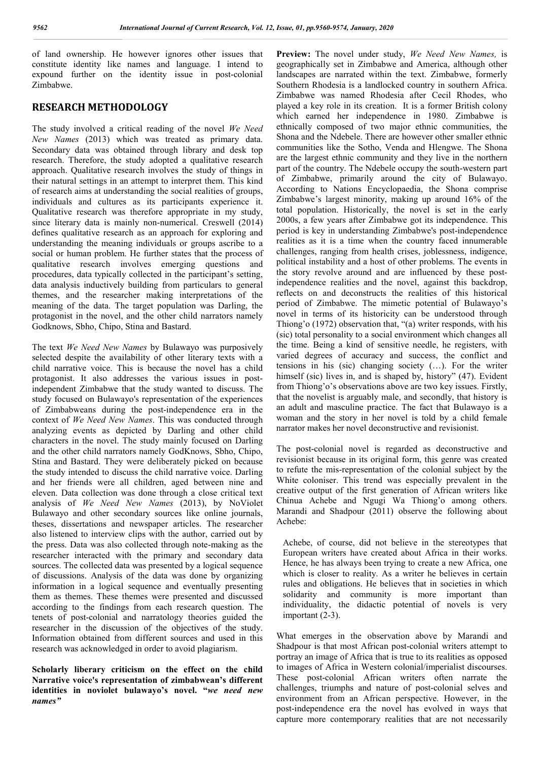of land ownership. He however ignores other issues that constitute identity like names and language. I intend to expound further on the identity issue in post-colonial Zimbabwe.

## RESEARCH METHODOLOGY

The study involved a critical reading of the novel *We Need New Names* (2013) which was treated as primary data. Secondary data was obtained through library and desk top research. Therefore, the study adopted a qualitative research approach. Qualitative research involves the study of things in their natural settings in an attempt to interpret them. This kind of research aims at understanding the social realities of groups, individuals and cultures as its participants experience it. Qualitative research was therefore appropriate in my study, since literary data is mainly non-numerical. Creswell (2014) defines qualitative research as an approach for exploring and understanding the meaning individuals or groups ascribe to a social or human problem. He further states that the process of qualitative research involves emerging questions and procedures, data typically collected in the participant's setting, data analysis inductively building from particulars to general themes, and the researcher making interpretations of the meaning of the data. The target population was Darling, the protagonist in the novel, and the other child narrators namely Godknows, Sbho, Chipo, Stina and Bastard.

The text *We Need New Names* by Bulawayo was purposively selected despite the availability of other literary texts with a child narrative voice. This is because the novel has a child protagonist. It also addresses the various issues in post-independent Zimbabwe that the study wanted to discuss. The study focused on Bulawayo's representation of the experiences of Zimbabweans during the post-independence era in the context of *We Need New Names*. This was conducted through analyzing events as depicted by Darling and other child characters in the novel. The study mainly focused on Darling and the other child narrators namely GodKnows, Sbho, Chipo, Stina and Bastard. They were deliberately picked on because the study intended to discuss the child narrative voice. Darling and her friends were all children, aged between nine and eleven. Data collection was done through a close critical text analysis of *We Need New Names* (2013), by NoViolet Bulawayo and other secondary sources like online journals, theses, dissertations and newspaper articles. The researcher also listened to interview clips with the author, carried out by the press. Data was also collected through note-making as the researcher interacted with the primary and secondary data sources. The collected data was presented by a logical sequence of discussions. Analysis of the data was done by organizing information in a logical sequence and eventually presenting them as themes. These themes were presented and discussed according to the findings from each research question. The tenets of post-colonial and narratology theories guided the researcher in the discussion of the objectives of the study. Information obtained from different sources and used in this research was acknowledged in order to avoid plagiarism.

**Scholarly liberary criticism on the effect on the child Narrative voice's representation of zimbabwean's different identities in noviolet bulawayo's novel. "*we need new names*"**

**Preview:** The novel under study, *We Need New Names,* is geographically set in Zimbabwe and America, although other landscapes are narrated within the text. Zimbabwe, formerly Southern Rhodesia is a landlocked country in southern Africa. Zimbabwe was named Rhodesia after Cecil Rhodes, who played a key role in its creation. It is a former British colony which earned her independence in 1980. Zimbabwe is ethnically composed of two major ethnic communities, the Shona and the Ndebele. There are however other smaller ethnic communities like the Sotho, Venda and Hlengwe. The Shona are the largest ethnic community and they live in the northern part of the country. The Ndebele occupy the south-western part of Zimbabwe, primarily around the city of Bulawayo. According to Nations Encyclopaedia, the Shona comprise Zimbabwe's largest minority, making up around 16% of the total population. Historically, the novel is set in the early 2000s, a few years after Zimbabwe got its independence. This period is key in understanding Zimbabwe's post-independence realities as it is a time when the country faced innumerable challenges, ranging from health crises, joblessness, indigence, political instability and a host of other problems. The events in the story revolve around and are influenced by these post-independence realities and the novel, against this backdrop, reflects on and deconstructs the realities of this historical period of Zimbabwe. The mimetic potential of Bulawayo's novel in terms of its historicity can be understood through Thiong'o (1972) observation that, "(a) writer responds, with his (sic) total personality to a social environment which changes all the time. Being a kind of sensitive needle, he registers, with varied degrees of accuracy and success, the conflict and tensions in his (sic) changing society (…). For the writer himself (sic) lives in, and is shaped by, history" (47). Evident from Thiong'o's observations above are two key issues. Firstly, that the novelist is arguably male, and secondly, that history is an adult and masculine practice. The fact that Bulawayo is a woman and the story in her novel is told by a child female narrator makes her novel deconstructive and revisionist.

The post-colonial novel is regarded as deconstructive and revisionist because in its original form, this genre was created to refute the mis-representation of the colonial subject by the White coloniser. This trend was especially prevalent in the creative output of the first generation of African writers like Chinua Achebe and Ngugi Wa Thiong'o among others. Marandi and Shadpour (2011) observe the following about Achebe:

> Achebe, of course, did not believe in the stereotypes that European writers have created about Africa in their works. Hence, he has always been trying to create a new Africa, one which is closer to reality. As a writer he believes in certain rules and obligations. He believes that in societies in which solidarity and community is more important than individuality, the didactic potential of novels is very important (2-3).

What emerges in the observation above by Marandi and Shadpour is that most African post-colonial writers attempt to portray an image of Africa that is true to its realities as opposed to images of Africa in Western colonial/imperialist discourses. These post-colonial African writers often narrate the challenges, triumphs and nature of post-colonial selves and environment from an African perspective. However, in the post-independence era the novel has evolved in ways that capture more contemporary realities that are not necessarily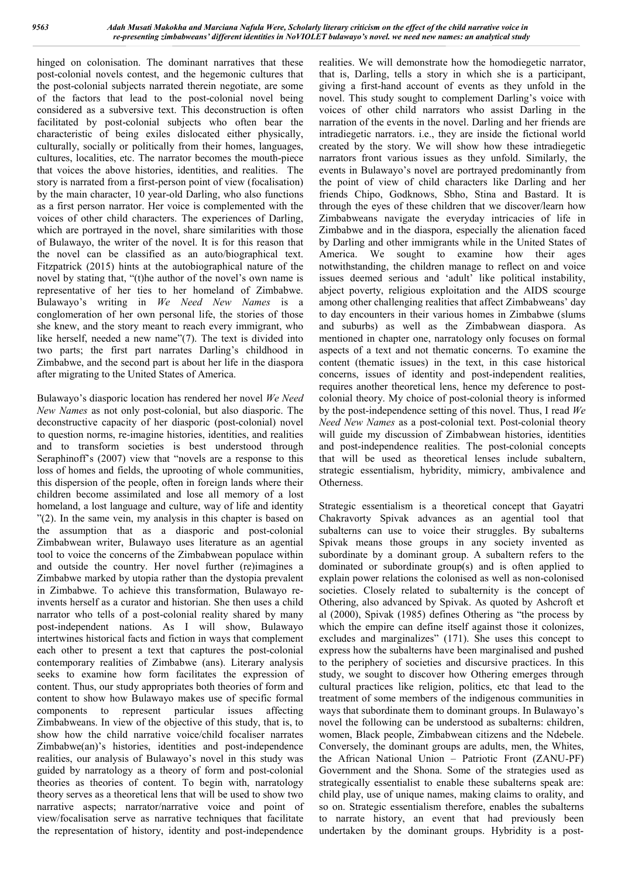hinged on colonisation. The dominant narratives that these post-colonial novels contest, and the hegemonic cultures that the post-colonial subjects narrated therein negotiate, are some of the factors that lead to the post-colonial novel being considered as a subversive text. This deconstruction is often facilitated by post-colonial subjects who often bear the characteristic of being exiles dislocated either physically, culturally, socially or politically from their homes, languages, cultures, localities, etc. The narrator becomes the mouth-piece that voices the above histories, identities, and realities. The story is narrated from a first-person point of view (focalisation) by the main character, 10 year-old Darling, who also functions as a first person narrator. Her voice is complemented with the voices of other child characters. The experiences of Darling, which are portrayed in the novel, share similarities with those of Bulawayo, the writer of the novel. It is for this reason that the novel can be classified as an auto/biographical text. Fitzpatrick (2015) hints at the autobiographical nature of the novel by stating that, "(t)he author of the novel's own name is representative of her ties to her homeland of Zimbabwe. Bulawayo's writing in *We Need New Names* is a conglomeration of her own personal life, the stories of those she knew, and the story meant to reach every immigrant, who like herself, needed a new name"(7). The text is divided into two parts; the first part narrates Darling's childhood in Zimbabwe, and the second part is about her life in the diaspora after migrating to the United States of America.

Bulawayo's diasporic location has rendered her novel *We Need New Names* as not only post-colonial, but also diasporic. The deconstructive capacity of her diasporic (post-colonial) novel to question norms, re-imagine histories, identities, and realities and to transform societies is best understood through Seraphinoff's (2007) view that "novels are a response to this loss of homes and fields, the uprooting of whole communities, this dispersion of the people, often in foreign lands where their children become assimilated and lose all memory of a lost homeland, a lost language and culture, way of life and identity "(2). In the same vein, my analysis in this chapter is based on the assumption that as a diasporic and post-colonial Zimbabwean writer, Bulawayo uses literature as an agential tool to voice the concerns of the Zimbabwean populace within and outside the country. Her novel further (re)imagines a Zimbabwe marked by utopia rather than the dystopia prevalent in Zimbabwe. To achieve this transformation, Bulawayo re-invents herself as a curator and historian. She then uses a child narrator who tells of a post-colonial reality shared by many post-independent nations. As I will show, Bulawayo intertwines historical facts and fiction in ways that complement each other to present a text that captures the post-colonial contemporary realities of Zimbabwe (ans). Literary analysis seeks to examine how form facilitates the expression of content. Thus, our study appropriates both theories of form and content to show how Bulawayo makes use of specific formal components to represent particular issues affecting Zimbabweans. In view of the objective of this study, that is, to show how the child narrative voice/child focaliser narrates Zimbabwe(an)'s histories, identities and post-independence realities, our analysis of Bulawayo's novel in this study was guided by narratology as a theory of form and post-colonial theories as theories of content. To begin with, narratology theory serves as a theoretical lens that will be used to show two narrative aspects; narrator/narrative voice and point of view/focalisation serve as narrative techniques that facilitate the representation of history, identity and post-independence realities. We will demonstrate how the homodiegetic narrator, that is, Darling, tells a story in which she is a participant, giving a first-hand account of events as they unfold in the novel. This study sought to complement Darling's voice with voices of other child narrators who assist Darling in the narration of the events in the novel. Darling and her friends are intradiegetic narrators. i.e., they are inside the fictional world created by the story. We will show how these intradiegetic narrators front various issues as they unfold. Similarly, the events in Bulawayo's novel are portrayed predominantly from the point of view of child characters like Darling and her friends Chipo, Godknows, Sbho, Stina and Bastard. It is through the eyes of these children that we discover/learn how Zimbabweans navigate the everyday intricacies of life in Zimbabwe and in the diaspora, especially the alienation faced by Darling and other immigrants while in the United States of America. We sought to examine how their ages notwithstanding, the children manage to reflect on and voice issues deemed serious and 'adult' like political instability, abject poverty, religious exploitation and the AIDS scourge among other challenging realities that affect Zimbabweans' day to day encounters in their various homes in Zimbabwe (slums and suburbs) as well as the Zimbabwean diaspora. As mentioned in chapter one, narratology only focuses on formal aspects of a text and not thematic concerns. To examine the content (thematic issues) in the text, in this case historical concerns, issues of identity and post-independent realities, requires another theoretical lens, hence my deference to post-colonial theory. My choice of post-colonial theory is informed by the post-independence setting of this novel. Thus, I read *We Need New Names* as a post-colonial text. Post-colonial theory will guide my discussion of Zimbabwean histories, identities and post-independence realities. The post-colonial concepts that will be used as theoretical lenses include subaltern, strategic essentialism, hybridity, mimicry, ambivalence and Otherness.

Strategic essentialism is a theoretical concept that Gayatri Chakravorty Spivak advances as an agential tool that subalterns can use to voice their struggles. By subalterns Spivak means those groups in any society invented as subordinate by a dominant group. A subaltern refers to the dominated or subordinate group(s) and is often applied to explain power relations the colonised as well as non-colonised societies. Closely related to subalternity is the concept of Othering, also advanced by Spivak. As quoted by Ashcroft et al (2000), Spivak (1985) defines Othering as "the process by which the empire can define itself against those it colonizes, excludes and marginalizes" (171). She uses this concept to express how the subalterns have been marginalised and pushed to the periphery of societies and discursive practices. In this study, we sought to discover how Othering emerges through cultural practices like religion, politics, etc that lead to the treatment of some members of the indigenous communities in ways that subordinate them to dominant groups. In Bulawayo's novel the following can be understood as subalterns: children, women, Black people, Zimbabwean citizens and the Ndebele. Conversely, the dominant groups are adults, men, the Whites, the African National Union – Patriotic Front (ZANU-PF) Government and the Shona. Some of the strategies used as strategically essentialist to enable these subalterns speak are: child play, use of unique names, making claims to orality, and so on. Strategic essentialism therefore, enables the subalterns to narrate history, an event that had previously been undertaken by the dominant groups. Hybridity is a post-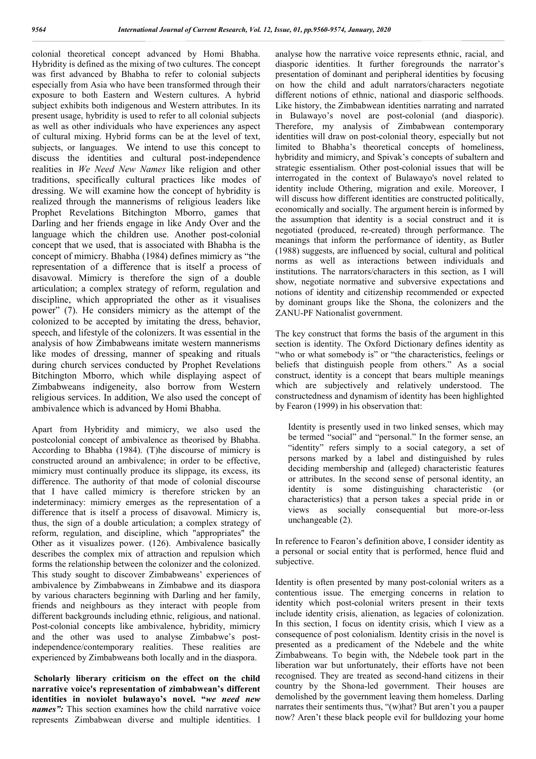colonial theoretical concept advanced by Homi Bhabha. Hybridity is defined as the mixing of two cultures. The concept was first advanced by Bhabha to refer to colonial subjects especially from Asia who have been transformed through their exposure to both Eastern and Western cultures. A hybrid subject exhibits both indigenous and Western attributes. In its present usage, hybridity is used to refer to all colonial subjects as well as other individuals who have experiences any aspect of cultural mixing. Hybrid forms can be at the level of text, subjects, or languages. We intend to use this concept to discuss the identities and cultural post-independence realities in *We Need New Names* like religion and other traditions, specifically cultural practices like modes of dressing. We will examine how the concept of hybridity is realized through the mannerisms of religious leaders like Prophet Revelations Bitchington Mborro, games that Darling and her friends engage in like Andy Over and the language which the children use. Another post-colonial concept that we used, that is associated with Bhabha is the concept of mimicry. Bhabha (1984) defines mimicry as "the representation of a difference that is itself a process of disavowal. Mimicry is therefore the sign of a double articulation; a complex strategy of reform, regulation and discipline, which appropriated the other as it visualises power" (7). He considers mimicry as the attempt of the colonized to be accepted by imitating the dress, behavior, speech, and lifestyle of the colonizers. It was essential in the analysis of how Zimbabweans imitate western mannerisms like modes of dressing, manner of speaking and rituals during church services conducted by Prophet Revelations Bitchington Mborro, which while displaying aspect of Zimbabweans indigeneity, also borrow from Western religious services. In addition, We also used the concept of ambivalence which is advanced by Homi Bhabha.

Apart from Hybridity and mimicry, we also used the postcolonial concept of ambivalence as theorised by Bhabha. According to Bhabha (1984). (T)he discourse of mimicry is constructed around an ambivalence; in order to be effective, mimicry must continually produce its slippage, its excess, its difference. The authority of that mode of colonial discourse that I have called mimicry is therefore stricken by an indeterminacy: mimicry emerges as the representation of a difference that is itself a process of disavowal. Mimicry is, thus, the sign of a double articulation; a complex strategy of reform, regulation, and discipline, which "appropriates" the Other as it visualizes power. (126). Ambivalence basically describes the complex mix of attraction and repulsion which forms the relationship between the colonizer and the colonized. This study sought to discover Zimbabweans' experiences of ambivalence by Zimbabweans in Zimbabwe and its diaspora by various characters beginning with Darling and her family, friends and neighbours as they interact with people from different backgrounds including ethnic, religious, and national. Post-colonial concepts like ambivalence, hybridity, mimicry and the other was used to analyse Zimbabwe's post-independence/contemporary realities. These realities are experienced by Zimbabweans both locally and in the diaspora.

**Scholarly liberary criticism on the effect on the child narrative voice's representation of zimbabwean's different identities in noviolet bulawayo's novel. "*we need new names*":** This section examines how the child narrative voice represents Zimbabwean diverse and multiple identities. I analyse how the narrative voice represents ethnic, racial, and diasporic identities. It further foregrounds the narrator's presentation of dominant and peripheral identities by focusing on how the child and adult narrators/characters negotiate different notions of ethnic, national and diasporic selfhoods. Like history, the Zimbabwean identities narrating and narrated in Bulawayo's novel are post-colonial (and diasporic). Therefore, my analysis of Zimbabwean contemporary identities will draw on post-colonial theory, especially but not limited to Bhabha's theoretical concepts of homeliness, hybridity and mimicry, and Spivak's concepts of subaltern and strategic essentialism. Other post-colonial issues that will be interrogated in the context of Bulawayo's novel related to identity include Othering, migration and exile. Moreover, I will discuss how different identities are constructed politically, economically and socially. The argument herein is informed by the assumption that identity is a social construct and it is negotiated (produced, re-created) through performance. The meanings that inform the performance of identity, as Butler (1988) suggests, are influenced by social, cultural and political norms as well as interactions between individuals and institutions. The narrators/characters in this section, as I will show, negotiate normative and subversive expectations and notions of identity and citizenship recommended or expected by dominant groups like the Shona, the colonizers and the ZANU-PF Nationalist government.

The key construct that forms the basis of the argument in this section is identity. The Oxford Dictionary defines identity as "who or what somebody is" or "the characteristics, feelings or beliefs that distinguish people from others." As a social construct, identity is a concept that bears multiple meanings which are subjectively and relatively understood. The constructedness and dynamism of identity has been highlighted by Fearon (1999) in his observation that:

> Identity is presently used in two linked senses, which may be termed "social" and "personal." In the former sense, an "identity" refers simply to a social category, a set of persons marked by a label and distinguished by rules deciding membership and (alleged) characteristic features or attributes. In the second sense of personal identity, an identity is some distinguishing characteristic (or characteristics) that a person takes a special pride in or views as socially consequential but more-or-less unchangeable (2).

In reference to Fearon's definition above, I consider identity as a personal or social entity that is performed, hence fluid and subjective.

Identity is often presented by many post-colonial writers as a contentious issue. The emerging concerns in relation to identity which post-colonial writers present in their texts include identity crisis, alienation, as legacies of colonization. In this section, I focus on identity crisis, which I view as a consequence of post colonialism. Identity crisis in the novel is presented as a predicament of the Ndebele and the white Zimbabweans. To begin with, the Ndebele took part in the liberation war but unfortunately, their efforts have not been recognised. They are treated as second-hand citizens in their country by the Shona-led government. Their houses are demolished by the government leaving them homeless. Darling narrates their sentiments thus, "(w)hat? But aren't you a pauper now? Aren't these black people evil for bulldozing your home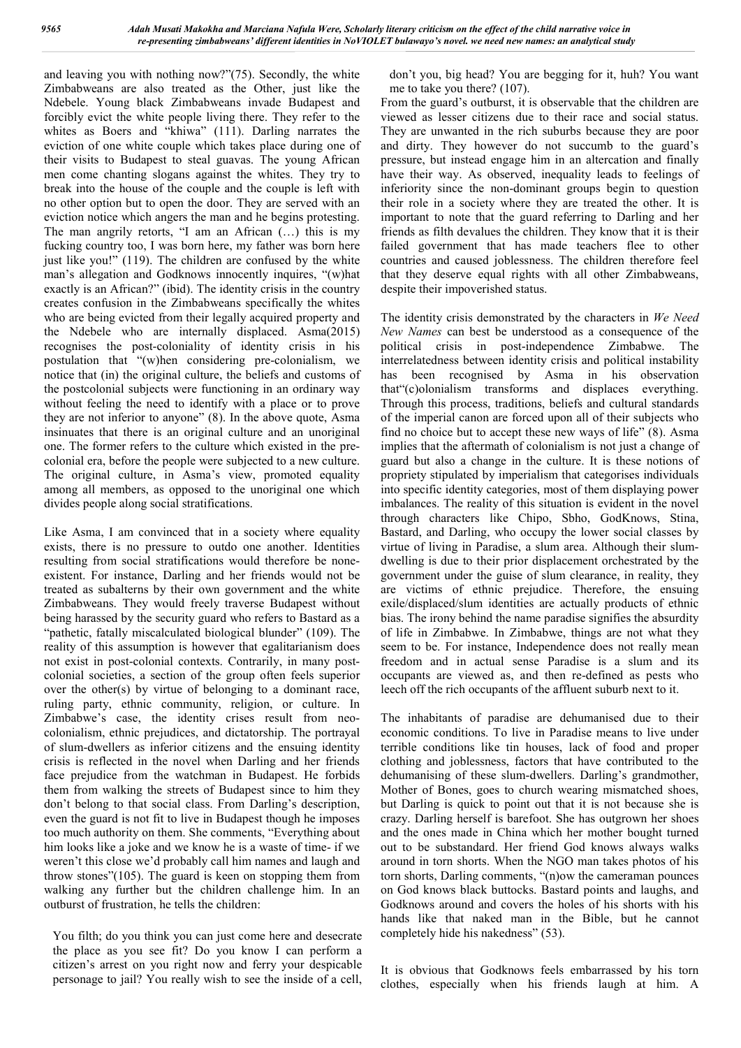and leaving you with nothing now?"(75). Secondly, the white Zimbabweans are also treated as the Other, just like the Ndebele. Young black Zimbabweans invade Budapest and forcibly evict the white people living there. They refer to the whites as Boers and "khiwa" (111). Darling narrates the eviction of one white couple which takes place during one of their visits to Budapest to steal guavas. The young African men come chanting slogans against the whites. They try to break into the house of the couple and the couple is left with no other option but to open the door. They are served with an eviction notice which angers the man and he begins protesting. The man angrily retorts, "I am an African (…) this is my fucking country too, I was born here, my father was born here just like you!" (119). The children are confused by the white man's allegation and Godknows innocently inquires, "(w)hat exactly is an African?" (ibid). The identity crisis in the country creates confusion in the Zimbabweans specifically the whites who are being evicted from their legally acquired property and the Ndebele who are internally displaced. Asma(2015) recognises the post-coloniality of identity crisis in his postulation that "(w)hen considering pre-colonialism, we notice that (in) the original culture, the beliefs and customs of the postcolonial subjects were functioning in an ordinary way without feeling the need to identify with a place or to prove they are not inferior to anyone" (8). In the above quote, Asma insinuates that there is an original culture and an unoriginal one. The former refers to the culture which existed in the pre-colonial era, before the people were subjected to a new culture. The original culture, in Asma's view, promoted equality among all members, as opposed to the unoriginal one which divides people along social stratifications.

Like Asma, I am convinced that in a society where equality exists, there is no pressure to outdo one another. Identities resulting from social stratifications would therefore be none-existent. For instance, Darling and her friends would not be treated as subalterns by their own government and the white Zimbabweans. They would freely traverse Budapest without being harassed by the security guard who refers to Bastard as a "pathetic, fatally miscalculated biological blunder" (109). The reality of this assumption is however that egalitarianism does not exist in post-colonial contexts. Contrarily, in many post-colonial societies, a section of the group often feels superior over the other(s) by virtue of belonging to a dominant race, ruling party, ethnic community, religion, or culture. In Zimbabwe's case, the identity crises result from neo-colonialism, ethnic prejudices, and dictatorship. The portrayal of slum-dwellers as inferior citizens and the ensuing identity crisis is reflected in the novel when Darling and her friends face prejudice from the watchman in Budapest. He forbids them from walking the streets of Budapest since to him they don't belong to that social class. From Darling's description, even the guard is not fit to live in Budapest though he imposes too much authority on them. She comments, "Everything about him looks like a joke and we know he is a waste of time- if we weren't this close we'd probably call him names and laugh and throw stones"(105). The guard is keen on stopping them from walking any further but the children challenge him. In an outburst of frustration, he tells the children:

> You filth; do you think you can just come here and desecrate the place as you see fit? Do you know I can perform a citizen's arrest on you right now and ferry your despicable personage to jail? You really wish to see the inside of a cell, don't you, big head? You are begging for it, huh? You want me to take you there? (107).

From the guard's outburst, it is observable that the children are viewed as lesser citizens due to their race and social status. They are unwanted in the rich suburbs because they are poor and dirty. They however do not succumb to the guard's pressure, but instead engage him in an altercation and finally have their way. As observed, inequality leads to feelings of inferiority since the non-dominant groups begin to question their role in a society where they are treated the other. It is important to note that the guard referring to Darling and her friends as filth devalues the children. They know that it is their failed government that has made teachers flee to other countries and caused joblessness. The children therefore feel that they deserve equal rights with all other Zimbabweans, despite their impoverished status.

The identity crisis demonstrated by the characters in *We Need New Names* can best be understood as a consequence of the political crisis in post-independence Zimbabwe. The interrelatedness between identity crisis and political instability has been recognised by Asma in his observation that"(c)olonialism transforms and displaces everything. Through this process, traditions, beliefs and cultural standards of the imperial canon are forced upon all of their subjects who find no choice but to accept these new ways of life" (8). Asma implies that the aftermath of colonialism is not just a change of guard but also a change in the culture. It is these notions of propriety stipulated by imperialism that categorises individuals into specific identity categories, most of them displaying power imbalances. The reality of this situation is evident in the novel through characters like Chipo, Sbho, GodKnows, Stina, Bastard, and Darling, who occupy the lower social classes by virtue of living in Paradise, a slum area. Although their slum-dwelling is due to their prior displacement orchestrated by the government under the guise of slum clearance, in reality, they are victims of ethnic prejudice. Therefore, the ensuing exile/displaced/slum identities are actually products of ethnic bias. The irony behind the name paradise signifies the absurdity of life in Zimbabwe. In Zimbabwe, things are not what they seem to be. For instance, Independence does not really mean freedom and in actual sense Paradise is a slum and its occupants are viewed as, and then re-defined as pests who leech off the rich occupants of the affluent suburb next to it.

The inhabitants of paradise are dehumanised due to their economic conditions. To live in Paradise means to live under terrible conditions like tin houses, lack of food and proper clothing and joblessness, factors that have contributed to the dehumanising of these slum-dwellers. Darling's grandmother, Mother of Bones, goes to church wearing mismatched shoes, but Darling is quick to point out that it is not because she is crazy. Darling herself is barefoot. She has outgrown her shoes and the ones made in China which her mother bought turned out to be substandard. Her friend God knows always walks around in torn shorts. When the NGO man takes photos of his torn shorts, Darling comments, "(n)ow the cameraman pounces on God knows black buttocks. Bastard points and laughs, and Godknows around and covers the holes of his shorts with his hands like that naked man in the Bible, but he cannot completely hide his nakedness" (53).

It is obvious that Godknows feels embarrassed by his torn clothes, especially when his friends laugh at him. A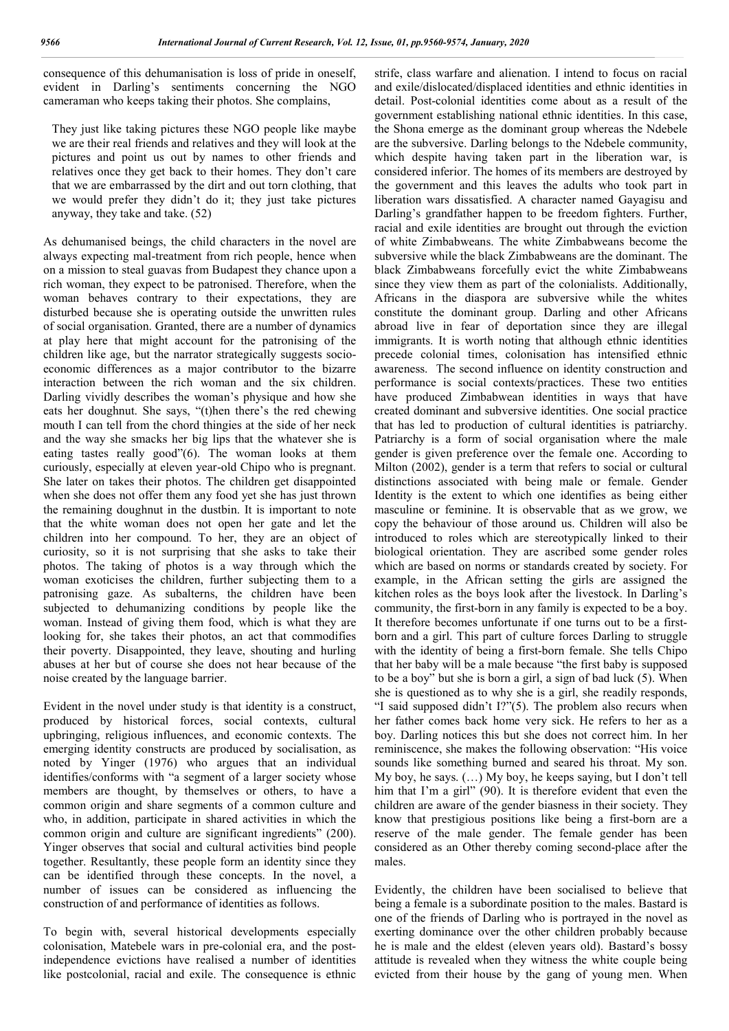consequence of this dehumanisation is loss of pride in oneself, evident in Darling's sentiments concerning the NGO cameraman who keeps taking their photos. She complains,

> They just like taking pictures these NGO people like maybe we are their real friends and relatives and they will look at the pictures and point us out by names to other friends and relatives once they get back to their homes. They don't care that we are embarrassed by the dirt and out torn clothing, that we would prefer they didn't do it; they just take pictures anyway, they take and take. (52)

As dehumanised beings, the child characters in the novel are always expecting mal-treatment from rich people, hence when on a mission to steal guavas from Budapest they chance upon a rich woman, they expect to be patronised. Therefore, when the woman behaves contrary to their expectations, they are disturbed because she is operating outside the unwritten rules of social organisation. Granted, there are a number of dynamics at play here that might account for the patronising of the children like age, but the narrator strategically suggests socio-economic differences as a major contributor to the bizarre interaction between the rich woman and the six children. Darling vividly describes the woman's physique and how she eats her doughnut. She says, "(t)hen there's the red chewing mouth I can tell from the chord thingies at the side of her neck and the way she smacks her big lips that the whatever she is eating tastes really good"(6). The woman looks at them curiously, especially at eleven year-old Chipo who is pregnant. She later on takes their photos. The children get disappointed when she does not offer them any food yet she has just thrown the remaining doughnut in the dustbin. It is important to note that the white woman does not open her gate and let the children into her compound. To her, they are an object of curiosity, so it is not surprising that she asks to take their photos. The taking of photos is a way through which the woman exoticises the children, further subjecting them to a patronising gaze. As subalterns, the children have been subjected to dehumanizing conditions by people like the woman. Instead of giving them food, which is what they are looking for, she takes their photos, an act that commodifies their poverty. Disappointed, they leave, shouting and hurling abuses at her but of course she does not hear because of the noise created by the language barrier.

Evident in the novel under study is that identity is a construct, produced by historical forces, social contexts, cultural upbringing, religious influences, and economic contexts. The emerging identity constructs are produced by socialisation, as noted by Yinger (1976) who argues that an individual identifies/conforms with "a segment of a larger society whose members are thought, by themselves or others, to have a common origin and share segments of a common culture and who, in addition, participate in shared activities in which the common origin and culture are significant ingredients" (200). Yinger observes that social and cultural activities bind people together. Resultantly, these people form an identity since they can be identified through these concepts. In the novel, a number of issues can be considered as influencing the construction of and performance of identities as follows.

To begin with, several historical developments especially colonisation, Matebele wars in pre-colonial era, and the post-independence evictions have realised a number of identities like postcolonial, racial and exile. The consequence is ethnic strife, class warfare and alienation. I intend to focus on racial and exile/dislocated/displaced identities and ethnic identities in detail. Post-colonial identities come about as a result of the government establishing national ethnic identities. In this case, the Shona emerge as the dominant group whereas the Ndebele are the subversive. Darling belongs to the Ndebele community, which despite having taken part in the liberation war, is considered inferior. The homes of its members are destroyed by the government and this leaves the adults who took part in liberation wars dissatisfied. A character named Gayagisu and Darling's grandfather happen to be freedom fighters. Further, racial and exile identities are brought out through the eviction of white Zimbabweans. The white Zimbabweans become the subversive while the black Zimbabweans are the dominant. The black Zimbabweans forcefully evict the white Zimbabweans since they view them as part of the colonialists. Additionally, Africans in the diaspora are subversive while the whites constitute the dominant group. Darling and other Africans abroad live in fear of deportation since they are illegal immigrants. It is worth noting that although ethnic identities precede colonial times, colonisation has intensified ethnic awareness. The second influence on identity construction and performance is social contexts/practices. These two entities have produced Zimbabwean identities in ways that have created dominant and subversive identities. One social practice that has led to production of cultural identities is patriarchy. Patriarchy is a form of social organisation where the male gender is given preference over the female one. According to Milton (2002), gender is a term that refers to social or cultural distinctions associated with being male or female. Gender Identity is the extent to which one identifies as being either masculine or feminine. It is observable that as we grow, we copy the behaviour of those around us. Children will also be introduced to roles which are stereotypically linked to their biological orientation. They are ascribed some gender roles which are based on norms or standards created by society. For example, in the African setting the girls are assigned the kitchen roles as the boys look after the livestock. In Darling's community, the first-born in any family is expected to be a boy. It therefore becomes unfortunate if one turns out to be a first-born and a girl. This part of culture forces Darling to struggle with the identity of being a first-born female. She tells Chipo that her baby will be a male because "the first baby is supposed to be a boy" but she is born a girl, a sign of bad luck (5). When she is questioned as to why she is a girl, she readily responds, "I said supposed didn't I?"(5). The problem also recurs when her father comes back home very sick. He refers to her as a boy. Darling notices this but she does not correct him. In her reminiscence, she makes the following observation: "His voice sounds like something burned and seared his throat. My son. My boy, he says. (…) My boy, he keeps saying, but I don't tell him that I'm a girl" (90). It is therefore evident that even the children are aware of the gender biasness in their society. They know that prestigious positions like being a first-born are a reserve of the male gender. The female gender has been considered as an Other thereby coming second-place after the males.

Evidently, the children have been socialised to believe that being a female is a subordinate position to the males. Bastard is one of the friends of Darling who is portrayed in the novel as exerting dominance over the other children probably because he is male and the eldest (eleven years old). Bastard's bossy attitude is revealed when they witness the white couple being evicted from their house by the gang of young men. When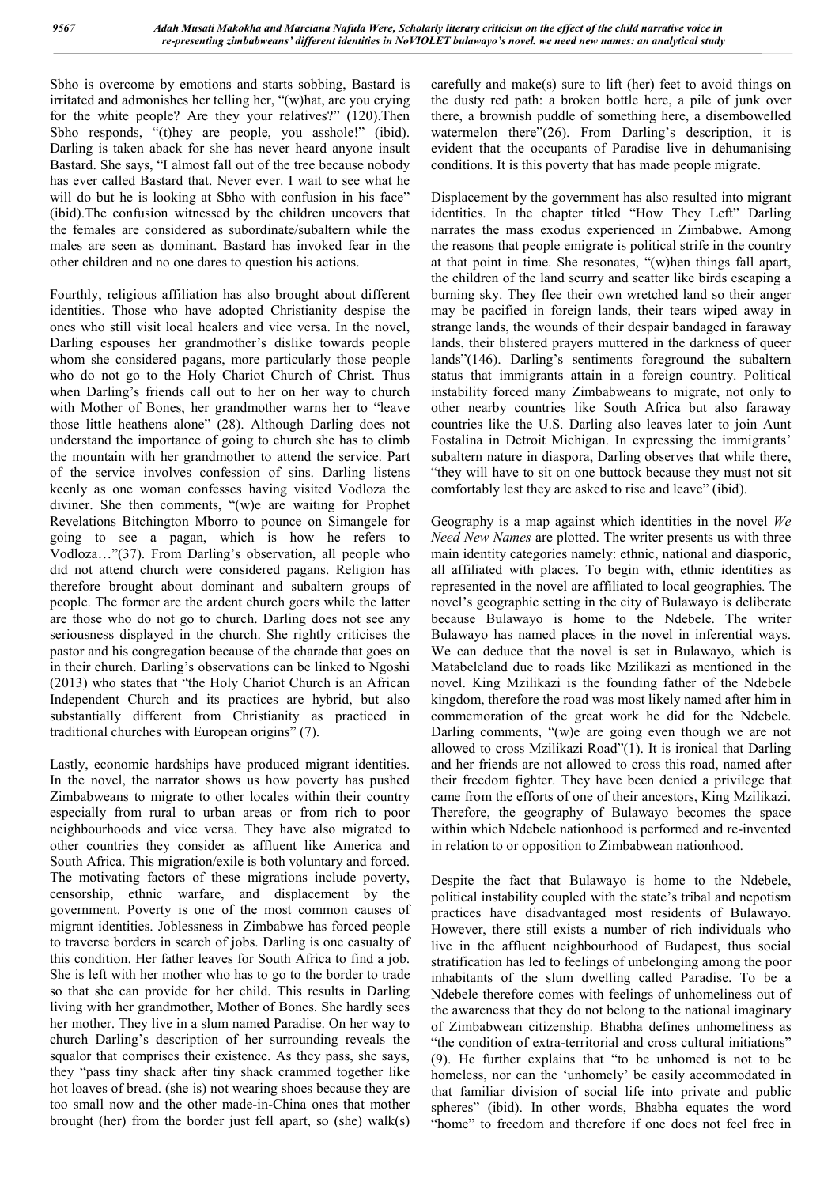Sbho is overcome by emotions and starts sobbing, Bastard is irritated and admonishes her telling her, "(w)hat, are you crying for the white people? Are they your relatives?" (120).Then Sbho responds, "(t)hey are people, you asshole!" (ibid). Darling is taken aback for she has never heard anyone insult Bastard. She says, "I almost fall out of the tree because nobody has ever called Bastard that. Never ever. I wait to see what he will do but he is looking at Sbho with confusion in his face" (ibid).The confusion witnessed by the children uncovers that the females are considered as subordinate/subaltern while the males are seen as dominant. Bastard has invoked fear in the other children and no one dares to question his actions.

Fourthly, religious affiliation has also brought about different identities. Those who have adopted Christianity despise the ones who still visit local healers and vice versa. In the novel, Darling espouses her grandmother's dislike towards people whom she considered pagans, more particularly those people who do not go to the Holy Chariot Church of Christ. Thus when Darling's friends call out to her on her way to church with Mother of Bones, her grandmother warns her to "leave those little heathens alone" (28). Although Darling does not understand the importance of going to church she has to climb the mountain with her grandmother to attend the service. Part of the service involves confession of sins. Darling listens keenly as one woman confesses having visited Vodloza the diviner. She then comments, "(w)e are waiting for Prophet Revelations Bitchington Mborro to pounce on Simangele for going to see a pagan, which is how he refers to Vodloza…"(37). From Darling's observation, all people who did not attend church were considered pagans. Religion has therefore brought about dominant and subaltern groups of people. The former are the ardent church goers while the latter are those who do not go to church. Darling does not see any seriousness displayed in the church. She rightly criticises the pastor and his congregation because of the charade that goes on in their church. Darling's observations can be linked to Ngoshi (2013) who states that "the Holy Chariot Church is an African Independent Church and its practices are hybrid, but also substantially different from Christianity as practiced in traditional churches with European origins" (7).

Lastly, economic hardships have produced migrant identities. In the novel, the narrator shows us how poverty has pushed Zimbabweans to migrate to other locales within their country especially from rural to urban areas or from rich to poor neighbourhoods and vice versa. They have also migrated to other countries they consider as affluent like America and South Africa. This migration/exile is both voluntary and forced. The motivating factors of these migrations include poverty, censorship, ethnic warfare, and displacement by the government. Poverty is one of the most common causes of migrant identities. Joblessness in Zimbabwe has forced people to traverse borders in search of jobs. Darling is one casualty of this condition. Her father leaves for South Africa to find a job. She is left with her mother who has to go to the border to trade so that she can provide for her child. This results in Darling living with her grandmother, Mother of Bones. She hardly sees her mother. They live in a slum named Paradise. On her way to church Darling's description of her surrounding reveals the squalor that comprises their existence. As they pass, she says, they "pass tiny shack after tiny shack crammed together like hot loaves of bread. (she is) not wearing shoes because they are too small now and the other made-in-China ones that mother brought (her) from the border just fell apart, so (she) walk(s) carefully and make(s) sure to lift (her) feet to avoid things on the dusty red path: a broken bottle here, a pile of junk over there, a brownish puddle of something here, a disembowelled watermelon there"(26). From Darling's description, it is evident that the occupants of Paradise live in dehumanising conditions. It is this poverty that has made people migrate.

Displacement by the government has also resulted into migrant identities. In the chapter titled "How They Left" Darling narrates the mass exodus experienced in Zimbabwe. Among the reasons that people emigrate is political strife in the country at that point in time. She resonates, "(w)hen things fall apart, the children of the land scurry and scatter like birds escaping a burning sky. They flee their own wretched land so their anger may be pacified in foreign lands, their tears wiped away in strange lands, the wounds of their despair bandaged in faraway lands, their blistered prayers muttered in the darkness of queer lands"(146). Darling's sentiments foreground the subaltern status that immigrants attain in a foreign country. Political instability forced many Zimbabweans to migrate, not only to other nearby countries like South Africa but also faraway countries like the U.S. Darling also leaves later to join Aunt Fostalina in Detroit Michigan. In expressing the immigrants' subaltern nature in diaspora, Darling observes that while there, "they will have to sit on one buttock because they must not sit comfortably lest they are asked to rise and leave" (ibid).

Geography is a map against which identities in the novel *We Need New Names* are plotted. The writer presents us with three main identity categories namely: ethnic, national and diasporic, all affiliated with places. To begin with, ethnic identities as represented in the novel are affiliated to local geographies. The novel's geographic setting in the city of Bulawayo is deliberate because Bulawayo is home to the Ndebele. The writer Bulawayo has named places in the novel in inferential ways. We can deduce that the novel is set in Bulawayo, which is Matabeleland due to roads like Mzilikazi as mentioned in the novel. King Mzilikazi is the founding father of the Ndebele kingdom, therefore the road was most likely named after him in commemoration of the great work he did for the Ndebele. Darling comments, "(w)e are going even though we are not allowed to cross Mzilikazi Road"(1). It is ironical that Darling and her friends are not allowed to cross this road, named after their freedom fighter. They have been denied a privilege that came from the efforts of one of their ancestors, King Mzilikazi. Therefore, the geography of Bulawayo becomes the space within which Ndebele nationhood is performed and re-invented in relation to or opposition to Zimbabwean nationhood.

Despite the fact that Bulawayo is home to the Ndebele, political instability coupled with the state's tribal and nepotism practices have disadvantaged most residents of Bulawayo. However, there still exists a number of rich individuals who live in the affluent neighbourhood of Budapest, thus social stratification has led to feelings of unbelonging among the poor inhabitants of the slum dwelling called Paradise. To be a Ndebele therefore comes with feelings of unhomeliness out of the awareness that they do not belong to the national imaginary of Zimbabwean citizenship. Bhabha defines unhomeliness as "the condition of extra-territorial and cross cultural initiations" (9). He further explains that "to be unhomed is not to be homeless, nor can the 'unhomely' be easily accommodated in that familiar division of social life into private and public spheres" (ibid). In other words, Bhabha equates the word "home" to freedom and therefore if one does not feel free in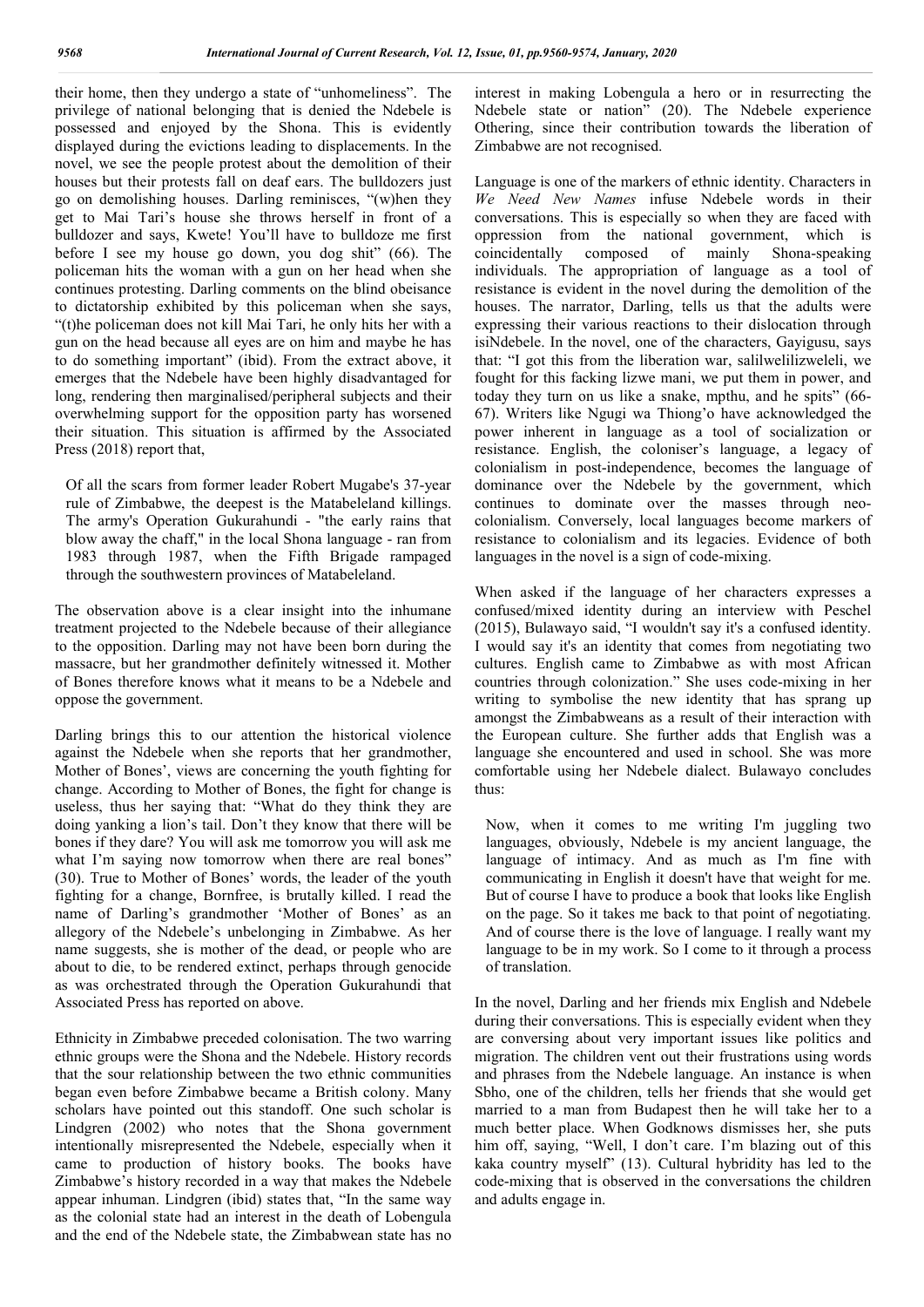their home, then they undergo a state of "unhomeliness". The privilege of national belonging that is denied the Ndebele is possessed and enjoyed by the Shona. This is evidently displayed during the evictions leading to displacements. In the novel, we see the people protest about the demolition of their houses but their protests fall on deaf ears. The bulldozers just go on demolishing houses. Darling reminisces, "(w)hen they get to Mai Tari's house she throws herself in front of a bulldozer and says, Kwete! You'll have to bulldoze me first before I see my house go down, you dog shit" (66). The policeman hits the woman with a gun on her head when she continues protesting. Darling comments on the blind obeisance to dictatorship exhibited by this policeman when she says, "(t)he policeman does not kill Mai Tari, he only hits her with a gun on the head because all eyes are on him and maybe he has to do something important" (ibid). From the extract above, it emerges that the Ndebele have been highly disadvantaged for long, rendering then marginalised/peripheral subjects and their overwhelming support for the opposition party has worsened their situation. This situation is affirmed by the Associated Press (2018) report that,

> Of all the scars from former leader Robert Mugabe's 37-year rule of Zimbabwe, the deepest is the Matabeleland killings. The army's Operation Gukurahundi - "the early rains that blow away the chaff," in the local Shona language - ran from 1983 through 1987, when the Fifth Brigade rampaged through the southwestern provinces of Matabeleland.

The observation above is a clear insight into the inhumane treatment projected to the Ndebele because of their allegiance to the opposition. Darling may not have been born during the massacre, but her grandmother definitely witnessed it. Mother of Bones therefore knows what it means to be a Ndebele and oppose the government.

Darling brings this to our attention the historical violence against the Ndebele when she reports that her grandmother, Mother of Bones', views are concerning the youth fighting for change. According to Mother of Bones, the fight for change is useless, thus her saying that: "What do they think they are doing yanking a lion's tail. Don't they know that there will be bones if they dare? You will ask me tomorrow you will ask me what I'm saying now tomorrow when there are real bones" (30). True to Mother of Bones' words, the leader of the youth fighting for a change, Bornfree, is brutally killed. I read the name of Darling's grandmother 'Mother of Bones' as an allegory of the Ndebele's unbelonging in Zimbabwe. As her name suggests, she is mother of the dead, or people who are about to die, to be rendered extinct, perhaps through genocide as was orchestrated through the Operation Gukurahundi that Associated Press has reported on above.

Ethnicity in Zimbabwe preceded colonisation. The two warring ethnic groups were the Shona and the Ndebele. History records that the sour relationship between the two ethnic communities began even before Zimbabwe became a British colony. Many scholars have pointed out this standoff. One such scholar is Lindgren (2002) who notes that the Shona government intentionally misrepresented the Ndebele, especially when it came to production of history books. The books have Zimbabwe's history recorded in a way that makes the Ndebele appear inhuman. Lindgren (ibid) states that, "In the same way as the colonial state had an interest in the death of Lobengula and the end of the Ndebele state, the Zimbabwean state has no interest in making Lobengula a hero or in resurrecting the Ndebele state or nation" (20). The Ndebele experience Othering, since their contribution towards the liberation of Zimbabwe are not recognised.

Language is one of the markers of ethnic identity. Characters in *We Need New Names* infuse Ndebele words in their conversations. This is especially so when they are faced with oppression from the national government, which is coincidentally composed of mainly Shona-speaking individuals. The appropriation of language as a tool of resistance is evident in the novel during the demolition of the houses. The narrator, Darling, tells us that the adults were expressing their various reactions to their dislocation through isiNdebele. In the novel, one of the characters, Gayigusu, says that: "I got this from the liberation war, salilwelilizweleli, we fought for this facking lizwe mani, we put them in power, and today they turn on us like a snake, mpthu, and he spits" (66-67). Writers like Ngugi wa Thiong'o have acknowledged the power inherent in language as a tool of socialization or resistance. English, the coloniser's language, a legacy of colonialism in post-independence, becomes the language of dominance over the Ndebele by the government, which continues to dominate over the masses through neo-colonialism. Conversely, local languages become markers of resistance to colonialism and its legacies. Evidence of both languages in the novel is a sign of code-mixing.

When asked if the language of her characters expresses a confused/mixed identity during an interview with Peschel (2015), Bulawayo said, "I wouldn't say it's a confused identity. I would say it's an identity that comes from negotiating two cultures. English came to Zimbabwe as with most African countries through colonization." She uses code-mixing in her writing to symbolise the new identity that has sprang up amongst the Zimbabweans as a result of their interaction with the European culture. She further adds that English was a language she encountered and used in school. She was more comfortable using her Ndebele dialect. Bulawayo concludes thus:

> Now, when it comes to me writing I'm juggling two languages, obviously, Ndebele is my ancient language, the language of intimacy. And as much as I'm fine with communicating in English it doesn't have that weight for me. But of course I have to produce a book that looks like English on the page. So it takes me back to that point of negotiating. And of course there is the love of language. I really want my language to be in my work. So I come to it through a process of translation.

In the novel, Darling and her friends mix English and Ndebele during their conversations. This is especially evident when they are conversing about very important issues like politics and migration. The children vent out their frustrations using words and phrases from the Ndebele language. An instance is when Sbho, one of the children, tells her friends that she would get married to a man from Budapest then he will take her to a much better place. When Godknows dismisses her, she puts him off, saying, "Well, I don't care. I'm blazing out of this kaka country myself" (13). Cultural hybridity has led to the code-mixing that is observed in the conversations the children and adults engage in.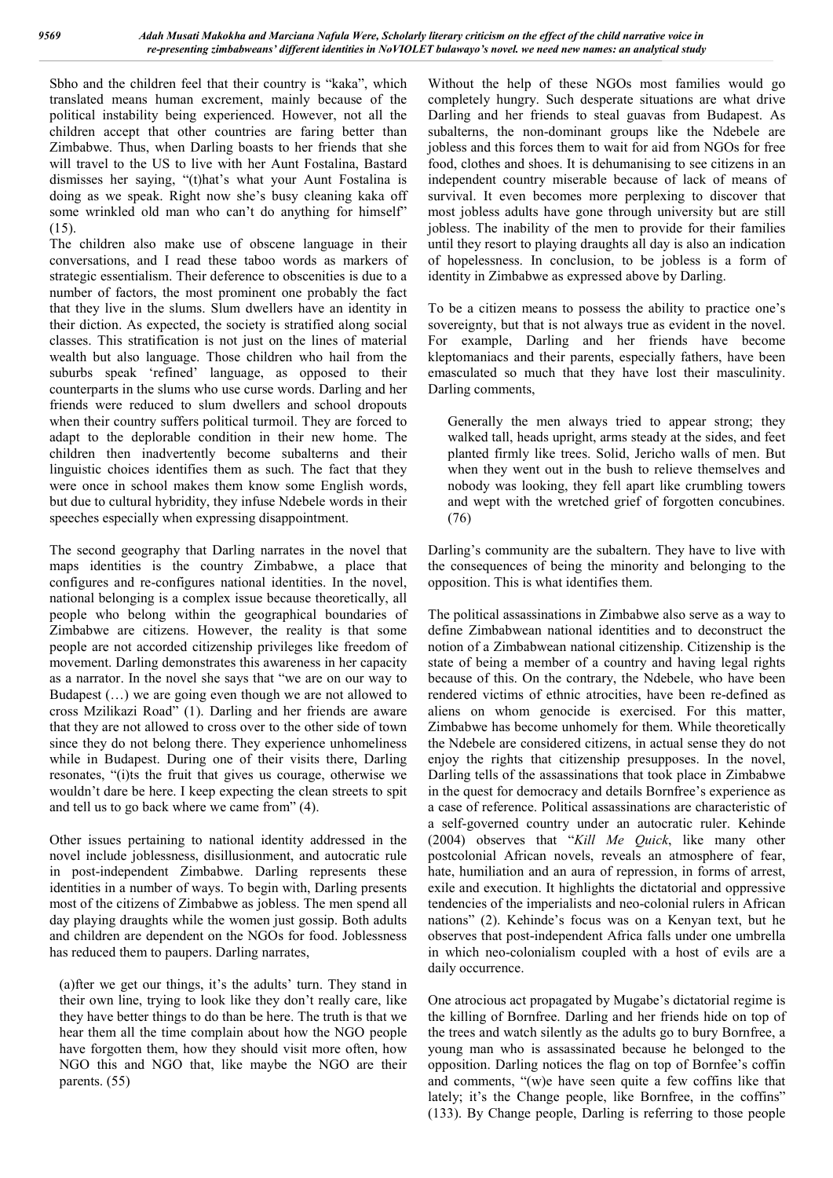Sbho and the children feel that their country is "kaka", which translated means human excrement, mainly because of the political instability being experienced. However, not all the children accept that other countries are faring better than Zimbabwe. Thus, when Darling boasts to her friends that she will travel to the US to live with her Aunt Fostalina, Bastard dismisses her saying, "(t)hat's what your Aunt Fostalina is doing as we speak. Right now she's busy cleaning kaka off some wrinkled old man who can't do anything for himself" (15).

The children also make use of obscene language in their conversations, and I read these taboo words as markers of strategic essentialism. Their deference to obscenities is due to a number of factors, the most prominent one probably the fact that they live in the slums. Slum dwellers have an identity in their diction. As expected, the society is stratified along social classes. This stratification is not just on the lines of material wealth but also language. Those children who hail from the suburbs speak 'refined' language, as opposed to their counterparts in the slums who use curse words. Darling and her friends were reduced to slum dwellers and school dropouts when their country suffers political turmoil. They are forced to adapt to the deplorable condition in their new home. The children then inadvertently become subalterns and their linguistic choices identifies them as such. The fact that they were once in school makes them know some English words, but due to cultural hybridity, they infuse Ndebele words in their speeches especially when expressing disappointment.

The second geography that Darling narrates in the novel that maps identities is the country Zimbabwe, a place that configures and re-configures national identities. In the novel, national belonging is a complex issue because theoretically, all people who belong within the geographical boundaries of Zimbabwe are citizens. However, the reality is that some people are not accorded citizenship privileges like freedom of movement. Darling demonstrates this awareness in her capacity as a narrator. In the novel she says that "we are on our way to Budapest (…) we are going even though we are not allowed to cross Mzilikazi Road" (1). Darling and her friends are aware that they are not allowed to cross over to the other side of town since they do not belong there. They experience unhomeliness while in Budapest. During one of their visits there, Darling resonates, "(i)ts the fruit that gives us courage, otherwise we wouldn't dare be here. I keep expecting the clean streets to spit and tell us to go back where we came from" (4).

Other issues pertaining to national identity addressed in the novel include joblessness, disillusionment, and autocratic rule in post-independent Zimbabwe. Darling represents these identities in a number of ways. To begin with, Darling presents most of the citizens of Zimbabwe as jobless. The men spend all day playing draughts while the women just gossip. Both adults and children are dependent on the NGOs for food. Joblessness has reduced them to paupers. Darling narrates,

> (a)fter we get our things, it's the adults' turn. They stand in their own line, trying to look like they don't really care, like they have better things to do than be here. The truth is that we hear them all the time complain about how the NGO people have forgotten them, how they should visit more often, how NGO this and NGO that, like maybe the NGO are their parents. (55)

Without the help of these NGOs most families would go completely hungry. Such desperate situations are what drive Darling and her friends to steal guavas from Budapest. As subalterns, the non-dominant groups like the Ndebele are jobless and this forces them to wait for aid from NGOs for free food, clothes and shoes. It is dehumanising to see citizens in an independent country miserable because of lack of means of survival. It even becomes more perplexing to discover that most jobless adults have gone through university but are still jobless. The inability of the men to provide for their families until they resort to playing draughts all day is also an indication of hopelessness. In conclusion, to be jobless is a form of identity in Zimbabwe as expressed above by Darling.

To be a citizen means to possess the ability to practice one's sovereignty, but that is not always true as evident in the novel. For example, Darling and her friends have become kleptomaniacs and their parents, especially fathers, have been emasculated so much that they have lost their masculinity. Darling comments,

> Generally the men always tried to appear strong; they walked tall, heads upright, arms steady at the sides, and feet planted firmly like trees. Solid, Jericho walls of men. But when they went out in the bush to relieve themselves and nobody was looking, they fell apart like crumbling towers and wept with the wretched grief of forgotten concubines. (76)

Darling's community are the subaltern. They have to live with the consequences of being the minority and belonging to the opposition. This is what identifies them.

The political assassinations in Zimbabwe also serve as a way to define Zimbabwean national identities and to deconstruct the notion of a Zimbabwean national citizenship. Citizenship is the state of being a member of a country and having legal rights because of this. On the contrary, the Ndebele, who have been rendered victims of ethnic atrocities, have been re-defined as aliens on whom genocide is exercised. For this matter, Zimbabwe has become unhomely for them. While theoretically the Ndebele are considered citizens, in actual sense they do not enjoy the rights that citizenship presupposes. In the novel, Darling tells of the assassinations that took place in Zimbabwe in the quest for democracy and details Bornfree's experience as a case of reference. Political assassinations are characteristic of a self-governed country under an autocratic ruler. Kehinde (2004) observes that "*Kill Me Quick*, like many other postcolonial African novels, reveals an atmosphere of fear, hate, humiliation and an aura of repression, in forms of arrest, exile and execution. It highlights the dictatorial and oppressive tendencies of the imperialists and neo-colonial rulers in African nations" (2). Kehinde's focus was on a Kenyan text, but he observes that post-independent Africa falls under one umbrella in which neo-colonialism coupled with a host of evils are a daily occurrence.

One atrocious act propagated by Mugabe's dictatorial regime is the killing of Bornfree. Darling and her friends hide on top of the trees and watch silently as the adults go to bury Bornfree, a young man who is assassinated because he belonged to the opposition. Darling notices the flag on top of Bornfee's coffin and comments, "(w)e have seen quite a few coffins like that lately; it's the Change people, like Bornfree, in the coffins" (133). By Change people, Darling is referring to those people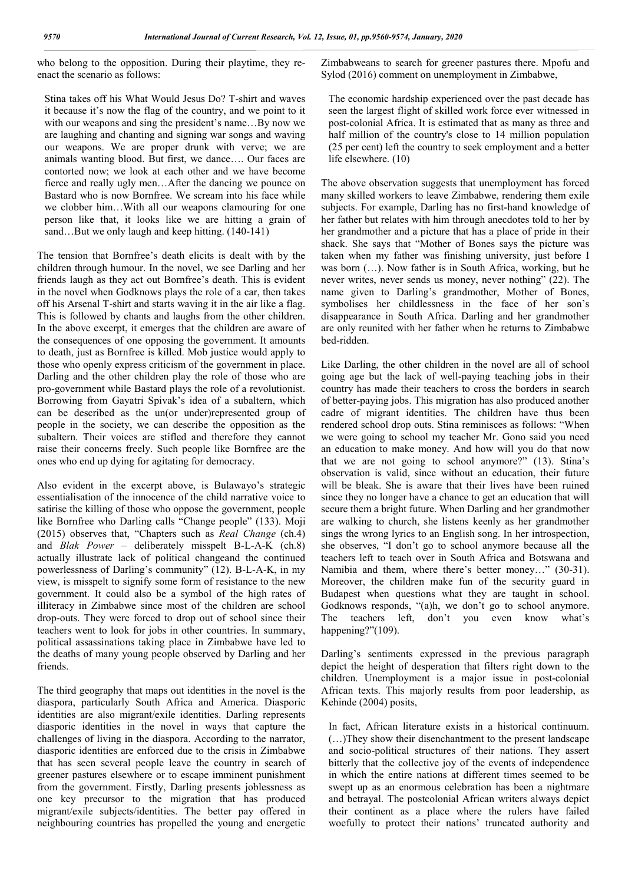who belong to the opposition. During their playtime, they re-enact the scenario as follows:

> Stina takes off his What Would Jesus Do? T-shirt and waves it because it's now the flag of the country, and we point to it with our weapons and sing the president's name…By now we are laughing and chanting and signing war songs and waving our weapons. We are proper drunk with verve; we are animals wanting blood. But first, we dance…. Our faces are contorted now; we look at each other and we have become fierce and really ugly men…After the dancing we pounce on Bastard who is now Bornfree. We scream into his face while we clobber him…With all our weapons clamouring for one person like that, it looks like we are hitting a grain of sand…But we only laugh and keep hitting. (140-141)

The tension that Bornfree's death elicits is dealt with by the children through humour. In the novel, we see Darling and her friends laugh as they act out Bornfree's death. This is evident in the novel when Godknows plays the role of a car, then takes off his Arsenal T-shirt and starts waving it in the air like a flag. This is followed by chants and laughs from the other children. In the above excerpt, it emerges that the children are aware of the consequences of one opposing the government. It amounts to death, just as Bornfree is killed. Mob justice would apply to those who openly express criticism of the government in place. Darling and the other children play the role of those who are pro-government while Bastard plays the role of a revolutionist. Borrowing from Gayatri Spivak's idea of a subaltern, which can be described as the un(or under)represented group of people in the society, we can describe the opposition as the subaltern. Their voices are stifled and therefore they cannot raise their concerns freely. Such people like Bornfree are the ones who end up dying for agitating for democracy.

Also evident in the excerpt above, is Bulawayo's strategic essentialisation of the innocence of the child narrative voice to satirise the killing of those who oppose the government, people like Bornfree who Darling calls "Change people" (133). Moji (2015) observes that, "Chapters such as *Real Change* (ch.4) and *Blak Power* – deliberately misspelt B-L-A-K (ch.8) actually illustrate lack of political changeand the continued powerlessness of Darling's community" (12). B-L-A-K, in my view, is misspelt to signify some form of resistance to the new government. It could also be a symbol of the high rates of illiteracy in Zimbabwe since most of the children are school drop-outs. They were forced to drop out of school since their teachers went to look for jobs in other countries. In summary, political assassinations taking place in Zimbabwe have led to the deaths of many young people observed by Darling and her friends.

The third geography that maps out identities in the novel is the diaspora, particularly South Africa and America. Diasporic identities are also migrant/exile identities. Darling represents diasporic identities in the novel in ways that capture the challenges of living in the diaspora. According to the narrator, diasporic identities are enforced due to the crisis in Zimbabwe that has seen several people leave the country in search of greener pastures elsewhere or to escape imminent punishment from the government. Firstly, Darling presents joblessness as one key precursor to the migration that has produced migrant/exile subjects/identities. The better pay offered in neighbouring countries has propelled the young and energetic Zimbabweans to search for greener pastures there. Mpofu and Sylod (2016) comment on unemployment in Zimbabwe,

> The economic hardship experienced over the past decade has seen the largest flight of skilled work force ever witnessed in post-colonial Africa. It is estimated that as many as three and half million of the country's close to 14 million population (25 per cent) left the country to seek employment and a better life elsewhere. (10)

The above observation suggests that unemployment has forced many skilled workers to leave Zimbabwe, rendering them exile subjects. For example, Darling has no first-hand knowledge of her father but relates with him through anecdotes told to her by her grandmother and a picture that has a place of pride in their shack. She says that "Mother of Bones says the picture was taken when my father was finishing university, just before I was born (…). Now father is in South Africa, working, but he never writes, never sends us money, never nothing" (22). The name given to Darling's grandmother, Mother of Bones, symbolises her childlessness in the face of her son's disappearance in South Africa. Darling and her grandmother are only reunited with her father when he returns to Zimbabwe bed-ridden.

Like Darling, the other children in the novel are all of school going age but the lack of well-paying teaching jobs in their country has made their teachers to cross the borders in search of better-paying jobs. This migration has also produced another cadre of migrant identities. The children have thus been rendered school drop outs. Stina reminisces as follows: "When we were going to school my teacher Mr. Gono said you need an education to make money. And how will you do that now that we are not going to school anymore?" (13). Stina's observation is valid, since without an education, their future will be bleak. She is aware that their lives have been ruined since they no longer have a chance to get an education that will secure them a bright future. When Darling and her grandmother are walking to church, she listens keenly as her grandmother sings the wrong lyrics to an English song. In her introspection, she observes, "I don't go to school anymore because all the teachers left to teach over in South Africa and Botswana and Namibia and them, where there's better money…" (30-31). Moreover, the children make fun of the security guard in Budapest when questions what they are taught in school. Godknows responds, "(a)h, we don't go to school anymore. The teachers left, don't you even know what's happening?"(109).

Darling's sentiments expressed in the previous paragraph depict the height of desperation that filters right down to the children. Unemployment is a major issue in post-colonial African texts. This majorly results from poor leadership, as Kehinde (2004) posits,

> In fact, African literature exists in a historical continuum. (…)They show their disenchantment to the present landscape and socio-political structures of their nations. They assert bitterly that the collective joy of the events of independence in which the entire nations at different times seemed to be swept up as an enormous celebration has been a nightmare and betrayal. The postcolonial African writers always depict their continent as a place where the rulers have failed woefully to protect their nations' truncated authority and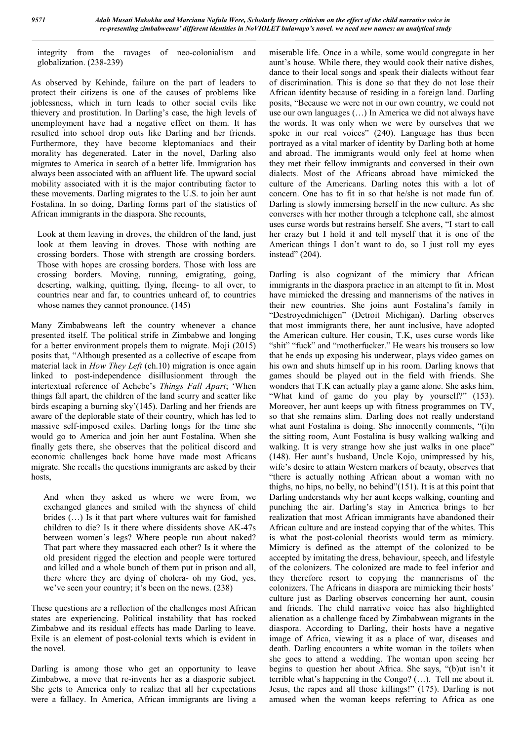integrity from the ravages of neo-colonialism and globalization. (238-239)

As observed by Kehinde, failure on the part of leaders to protect their citizens is one of the causes of problems like joblessness, which in turn leads to other social evils like thievery and prostitution. In Darling's case, the high levels of unemployment have had a negative effect on them. It has resulted into school drop outs like Darling and her friends. Furthermore, they have become kleptomaniacs and their morality has degenerated. Later in the novel, Darling also migrates to America in search of a better life. Immigration has always been associated with an affluent life. The upward social mobility associated with it is the major contributing factor to these movements. Darling migrates to the U.S. to join her aunt Fostalina. In so doing, Darling forms part of the statistics of African immigrants in the diaspora. She recounts,

> Look at them leaving in droves, the children of the land, just look at them leaving in droves. Those with nothing are crossing borders. Those with strength are crossing borders. Those with hopes are crossing borders. Those with loss are crossing borders. Moving, running, emigrating, going, deserting, walking, quitting, flying, fleeing- to all over, to countries near and far, to countries unheard of, to countries whose names they cannot pronounce. (145)

Many Zimbabweans left the country whenever a chance presented itself. The political strife in Zimbabwe and longing for a better environment propels them to migrate. Moji (2015) posits that, "Although presented as a collective of escape from material lack in *How They Left* (ch.10) migration is once again linked to post-independence disillusionment through the intertextual reference of Achebe's *Things Fall Apart*; 'When things fall apart, the children of the land scurry and scatter like birds escaping a burning sky'(145). Darling and her friends are aware of the deplorable state of their country, which has led to massive self-imposed exiles. Darling longs for the time she would go to America and join her aunt Fostalina. When she finally gets there, she observes that the political discord and economic challenges back home have made most Africans migrate. She recalls the questions immigrants are asked by their hosts,

> And when they asked us where we were from, we exchanged glances and smiled with the shyness of child brides (…) Is it that part where vultures wait for famished children to die? Is it there where dissidents shove AK-47s between women's legs? Where people run about naked? That part where they massacred each other? Is it where the old president rigged the election and people were tortured and killed and a whole bunch of them put in prison and all, there where they are dying of cholera- oh my God, yes, we've seen your country; it's been on the news. (238)

These questions are a reflection of the challenges most African states are experiencing. Political instability that has rocked Zimbabwe and its residual effects has made Darling to leave. Exile is an element of post-colonial texts which is evident in the novel.

Darling is among those who get an opportunity to leave Zimbabwe, a move that re-invents her as a diasporic subject. She gets to America only to realize that all her expectations were a fallacy. In America, African immigrants are living a miserable life. Once in a while, some would congregate in her aunt's house. While there, they would cook their native dishes, dance to their local songs and speak their dialects without fear of discrimination. This is done so that they do not lose their African identity because of residing in a foreign land. Darling posits, "Because we were not in our own country, we could not use our own languages (…) In America we did not always have the words. It was only when we were by ourselves that we spoke in our real voices" (240). Language has thus been portrayed as a vital marker of identity by Darling both at home and abroad. The immigrants would only feel at home when they met their fellow immigrants and conversed in their own dialects. Most of the Africans abroad have mimicked the culture of the Americans. Darling notes this with a lot of concern. One has to fit in so that he/she is not made fun of. Darling is slowly immersing herself in the new culture. As she converses with her mother through a telephone call, she almost uses curse words but restrains herself. She avers, "I start to call her crazy but I hold it and tell myself that it is one of the American things I don't want to do, so I just roll my eyes instead" (204).

Darling is also cognizant of the mimicry that African immigrants in the diaspora practice in an attempt to fit in. Most have mimicked the dressing and mannerisms of the natives in their new countries. She joins aunt Fostalina's family in "Destroyedmichigen" (Detroit Michigan). Darling observes that most immigrants there, her aunt inclusive, have adopted the American culture. Her cousin, T.K, uses curse words like "shit" "fuck" and "motherfucker." He wears his trousers so low that he ends up exposing his underwear, plays video games on his own and shuts himself up in his room. Darling knows that games should be played out in the field with friends. She wonders that T.K can actually play a game alone. She asks him, "What kind of game do you play by yourself?" (153). Moreover, her aunt keeps up with fitness programmes on TV, so that she remains slim. Darling does not really understand what aunt Fostalina is doing. She innocently comments, "(i)n the sitting room, Aunt Fostalina is busy walking walking and walking. It is very strange how she just walks in one place" (148). Her aunt's husband, Uncle Kojo, unimpressed by his, wife's desire to attain Western markers of beauty, observes that "there is actually nothing African about a woman with no thighs, no hips, no belly, no behind"(151). It is at this point that Darling understands why her aunt keeps walking, counting and punching the air. Darling's stay in America brings to her realization that most African immigrants have abandoned their African culture and are instead copying that of the whites. This is what the post-colonial theorists would term as mimicry. Mimicry is defined as the attempt of the colonized to be accepted by imitating the dress, behaviour, speech, and lifestyle of the colonizers. The colonized are made to feel inferior and they therefore resort to copying the mannerisms of the colonizers. The Africans in diaspora are mimicking their hosts' culture just as Darling observes concerning her aunt, cousin and friends. The child narrative voice has also highlighted alienation as a challenge faced by Zimbabwean migrants in the diaspora. According to Darling, their hosts have a negative image of Africa, viewing it as a place of war, diseases and death. Darling encounters a white woman in the toilets when she goes to attend a wedding. The woman upon seeing her begins to question her about Africa. She says, "(b)ut isn't it terrible what's happening in the Congo? (…). Tell me about it. Jesus, the rapes and all those killings!" (175). Darling is not amused when the woman keeps referring to Africa as one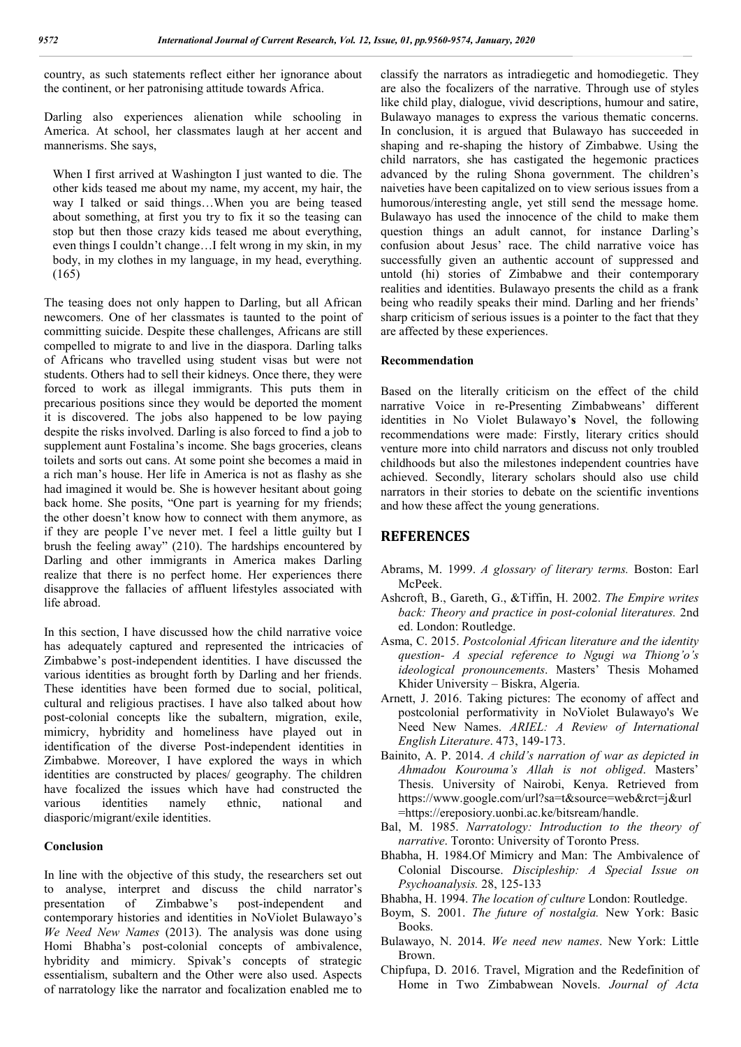country, as such statements reflect either her ignorance about the continent, or her patronising attitude towards Africa.

Darling also experiences alienation while schooling in America. At school, her classmates laugh at her accent and mannerisms. She says,

> When I first arrived at Washington I just wanted to die. The other kids teased me about my name, my accent, my hair, the way I talked or said things…When you are being teased about something, at first you try to fix it so the teasing can stop but then those crazy kids teased me about everything, even things I couldn't change…I felt wrong in my skin, in my body, in my clothes in my language, in my head, everything. (165)

The teasing does not only happen to Darling, but all African newcomers. One of her classmates is taunted to the point of committing suicide. Despite these challenges, Africans are still compelled to migrate to and live in the diaspora. Darling talks of Africans who travelled using student visas but were not students. Others had to sell their kidneys. Once there, they were forced to work as illegal immigrants. This puts them in precarious positions since they would be deported the moment it is discovered. The jobs also happened to be low paying despite the risks involved. Darling is also forced to find a job to supplement aunt Fostalina's income. She bags groceries, cleans toilets and sorts out cans. At some point she becomes a maid in a rich man's house. Her life in America is not as flashy as she had imagined it would be. She is however hesitant about going back home. She posits, "One part is yearning for my friends; the other doesn't know how to connect with them anymore, as if they are people I've never met. I feel a little guilty but I brush the feeling away" (210). The hardships encountered by Darling and other immigrants in America makes Darling realize that there is no perfect home. Her experiences there disapprove the fallacies of affluent lifestyles associated with life abroad.

In this section, I have discussed how the child narrative voice has adequately captured and represented the intricacies of Zimbabwe's post-independent identities. I have discussed the various identities as brought forth by Darling and her friends. These identities have been formed due to social, political, cultural and religious practises. I have also talked about how post-colonial concepts like the subaltern, migration, exile, mimicry, hybridity and homeliness have played out in identification of the diverse Post-independent identities in Zimbabwe. Moreover, I have explored the ways in which identities are constructed by places/ geography. The children have focalized the issues which have had constructed the various identities namely ethnic, national and diasporic/migrant/exile identities.

### Conclusion

In line with the objective of this study, the researchers set out to analyse, interpret and discuss the child narrator's presentation of Zimbabwe's post-independent and contemporary histories and identities in NoViolet Bulawayo's *We Need New Names* (2013). The analysis was done using Homi Bhabha's post-colonial concepts of ambivalence, hybridity and mimicry. Spivak's concepts of strategic essentialism, subaltern and the Other were also used. Aspects of narratology like the narrator and focalization enabled me to classify the narrators as intradiegetic and homodiegetic. They are also the focalizers of the narrative. Through use of styles like child play, dialogue, vivid descriptions, humour and satire, Bulawayo manages to express the various thematic concerns. In conclusion, it is argued that Bulawayo has succeeded in shaping and re-shaping the history of Zimbabwe. Using the child narrators, she has castigated the hegemonic practices advanced by the ruling Shona government. The children's naiveties have been capitalized on to view serious issues from a humorous/interesting angle, yet still send the message home. Bulawayo has used the innocence of the child to make them question things an adult cannot, for instance Darling's confusion about Jesus' race. The child narrative voice has successfully given an authentic account of suppressed and untold (hi) stories of Zimbabwe and their contemporary realities and identities. Bulawayo presents the child as a frank being who readily speaks their mind. Darling and her friends' sharp criticism of serious issues is a pointer to the fact that they are affected by these experiences.

### Recommendation

Based on the literally criticism on the effect of the child narrative Voice in re-Presenting Zimbabweans' different identities in No Violet Bulawayo'**s** Novel, the following recommendations were made: Firstly, literary critics should venture more into child narrators and discuss not only troubled childhoods but also the milestones independent countries have achieved. Secondly, literary scholars should also use child narrators in their stories to debate on the scientific inventions and how these affect the young generations.

## REFERENCES

- Abrams, M. 1999. *A glossary of literary terms.* Boston: Earl McPeek.
- Ashcroft, B., Gareth, G., &Tiffin, H. 2002. *The Empire writes back: Theory and practice in post-colonial literatures.* 2nd ed. London: Routledge.
- Asma, C. 2015. *Postcolonial African literature and the identity question- A special reference to Ngugi wa Thiong'o's ideological pronouncements*. Masters' Thesis Mohamed Khider University – Biskra, Algeria.
- Arnett, J. 2016. Taking pictures: The economy of affect and postcolonial performativity in NoViolet Bulawayo's We Need New Names. *ARIEL: A Review of International English Literature*. 473, 149-173.
- Bainito, A. P. 2014. *A child's narration of war as depicted in Ahmadou Kourouma's Allah is not obliged*. Masters' Thesis. University of Nairobi, Kenya. Retrieved from https://www.google.com/url?sa=t&source=web&rct=j&url =https://erepository.uonbi.ac.ke/bitsream/handle.
- Bal, M. 1985. *Narratology: Introduction to the theory of narrative*. Toronto: University of Toronto Press.
- Bhabha, H. 1984.Of Mimicry and Man: The Ambivalence of Colonial Discourse. *Discipleship: A Special Issue on Psychoanalysis.* 28, 125-133
- Bhabha, H. 1994. *The location of culture* London: Routledge.
- Boym, S. 2001. *The future of nostalgia.* New York: Basic Books.
- Bulawayo, N. 2014. *We need new names*. New York: Little Brown.
- Chipfupa, D. 2016. Travel, Migration and the Redefinition of Home in Two Zimbabwean Novels. *Journal of Acta*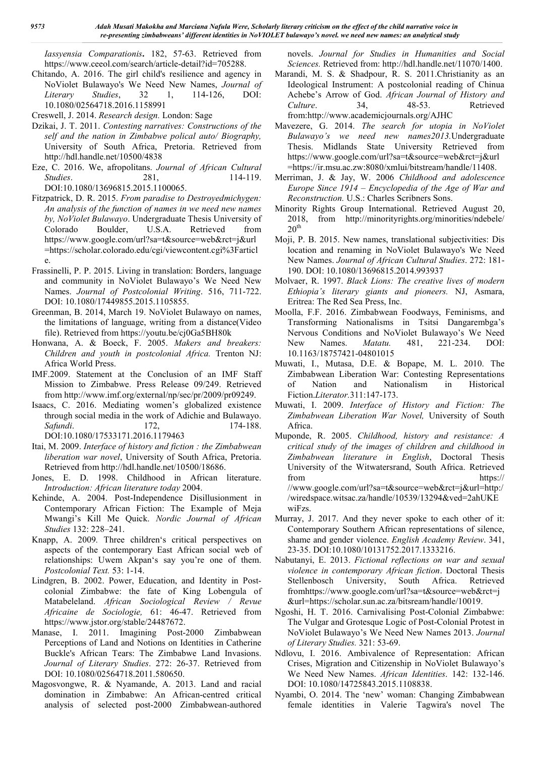*Iassyensia Comparationis***.** 182, 57-63. Retrieved from https://www.ceeol.com/search/article-detail?id=705288.

Chitando, A. 2016. The girl child's resilience and agency in NoViolet Bulawayo's We Need New Names, *Journal of Literary Studies*, 32 1, 114-126, DOI: 10.1080/02564718.2016.1158991

Creswell, J. 2014. *Research design.* London: Sage

Dzikai, J. T. 2011. *Contesting narratives: Constructions of the self and the nation in Zimbabwe polical auto/ Biography,* University of South Africa, Pretoria. Retrieved from http://hdl.handle.net/10500/4838

Eze, C. 2016. We, afropolitans. *Journal of African Cultural Studies*. 281, 114-119. DOI:10.1080/13696815.2015.1100065.

Fitzpatrick, D. R. 2015. *From paradise to Destroyedmichygen: An analysis of the function of names in we need new names by, NoViolet Bulawayo*. Undergraduate Thesis University of Colorado Boulder, U.S.A. Retrieved from https://www.google.com/url?sa=t&source=web&rct=j&url=https://scholar.colorado.edu/cgi/viewcontent.cgi%3Farticle.

Frassinelli, P. P. 2015. Living in translation: Borders, language and community in NoViolet Bulawayo's We Need New Names. *Journal of Postcolonial Writing*. 516, 711-722. DOI: 10.1080/17449855.2015.1105855.

Greenman, B. 2014, March 19. NoViolet Bulawayo on names, the limitations of language, writing from a distance(Video file). Retrieved from https://youtu.be/cj0Ga5BH80k

Honwana, A. & Boeck, F. 2005. *Makers and breakers: Children and youth in postcolonial Africa.* Trenton NJ: Africa World Press.

IMF.2009. Statement at the Conclusion of an IMF Staff Mission to Zimbabwe. Press Release 09/249. Retrieved from http://www.imf.org/external/np/sec/pr/2009/pr09249.

Isaacs, C. 2016. Mediating women's globalized existence through social media in the work of Adichie and Bulawayo. *Safundi*. 172, 174-188. DOI:10.1080/17533171.2016.1179463

Itai, M. 2009. *Interface of history and fiction : the Zimbabwean liberation war novel*, University of South Africa, Pretoria. Retrieved from http://hdl.handle.net/10500/18686.

Jones, E. D. 1998. Childhood in African literature. *Introduction: African literature today* 2004.

Kehinde, A. 2004. Post-Independence Disillusionment in Contemporary African Fiction: The Example of Meja Mwangi's Kill Me Quick. *Nordic Journal of African Studies* 132: 228–241.

Knapp, A. 2009*.* Three children's critical perspectives on aspects of the contemporary East African social web of relationships: Uwem Akpan's say you're one of them. *Postcolonial Text.* 53: 1-14.

Lindgren, B. 2002. Power, Education, and Identity in Post-colonial Zimbabwe: the fate of King Lobengula of Matabeleland. *African Sociological Review / Revue Africaine de Sociologie,* 61: 46-47. Retrieved from https://www.jstor.org/stable/24487672.

Manase, I. 2011. Imagining Post-2000 Zimbabwean Perceptions of Land and Notions on Identities in Catherine Buckle's African Tears: The Zimbabwe Land Invasions. *Journal of Literary Studies*. 272: 26-37. Retrieved from DOI: 10.1080/02564718.2011.580650.

Magosvongwe, R. & Nyamande, A. 2013. Land and racial domination in Zimbabwe: An African-centred critical analysis of selected post-2000 Zimbabwean-authored novels. *Journal for Studies in Humanities and Social Sciences.* Retrieved from: http://hdl.handle.net/11070/1400.

Marandi, M. S. & Shadpour, R. S. 2011.Christianity as an Ideological Instrument: A postcolonial reading of Chinua Achebe's Arrow of God. *African Journal of History and Culture*. 34, 48-53. Retrieved from:http://www.academicjournals.org/AJHC

Mavezere, G. 2014. *The search for utopia in NoViolet Bulawayo's we need new names2013.*Undergraduate Thesis. Midlands State University Retrieved from https://www.google.com/url?sa=t&source=web&rct=j&url=https://ir.msu.ac.zw:8080/xmlui/bitstream/handle/11408.

Merriman, J. & Jay, W. 2006 *Childhood and adolescence Europe Since 1914 – Encyclopedia of the Age of War and Reconstruction.* U.S.: Charles Scribners Sons.

Minority Rights Group International. Retrieved August 20, 2018, from http://minorityrights.org/minorities/ndebele/ 20th

Moji, P. B. 2015. New names, translational subjectivities: Dis location and renaming in NoViolet Bulawayo's We Need New Names. *Journal of African Cultural Studies*. 272: 181-190. DOI: 10.1080/13696815.2014.993937

Molvaer, R. 1997. *Black Lions: The creative lives of modern Ethiopia's literary giants and pioneers.* NJ, Asmara, Eritrea: The Red Sea Press, Inc.

Moolla, F.F. 2016. Zimbabwean Foodways, Feminisms, and Transforming Nationalisms in Tsitsi Dangarembga's Nervous Conditions and NoViolet Bulawayo's We Need New Names. *Matatu.* 481, 221-234. DOI: 10.1163/18757421-04801015

Muwati, I., Mutasa, D.E. & Bopape, M. L. 2010. The Zimbabwean Liberation War: Contesting Representations of Nation and Nationalism in Historical Fiction.*Literator.*311:147-173.

Muwati, I. 2009. *Interface of History and Fiction: The Zimbabwean Liberation War Novel,* University of South Africa.

Muponde, R. 2005. *Childhood, history and resistance: A critical study of the images of children and childhood in Zimbabwean literature in English*, Doctoral Thesis University of the Witwatersrand, South Africa. Retrieved from https:// //www.google.com/url?sa=t&source=web&rct=j&url=http://wiredspace.witsac.za/handle/10539/13294&ved=2ahUKEwiFzs.

Murray, J. 2017. And they never spoke to each other of it: Contemporary Southern African representations of silence, shame and gender violence. *English Academy Review*. 341, 23-35. DOI:10.1080/10131752.2017.1333216.

Nabutanyi, E. 2013. *Fictional reflections on war and sexual violence in contemporary African fiction*. Doctoral Thesis Stellenbosch University, South Africa. Retrieved fromhttps://www.google.com/url?sa=t&source=web&rct=j&url=https://scholar.sun.ac.za/bitsream/handle/10019.

Ngoshi, H. T. 2016. Carnivalising Post-Colonial Zimbabwe: The Vulgar and Grotesque Logic of Post-Colonial Protest in NoViolet Bulawayo's We Need New Names 2013. *Journal of Literary Studies.* 321: 53-69.

Ndlovu, I. 2016. Ambivalence of Representation: African Crises, Migration and Citizenship in NoViolet Bulawayo's We Need New Names. *African Identities*. 142: 132-146. DOI: 10.1080/14725843.2015.1108838.

Nyambi, O. 2014. The 'new' woman: Changing Zimbabwean female identities in Valerie Tagwira's novel The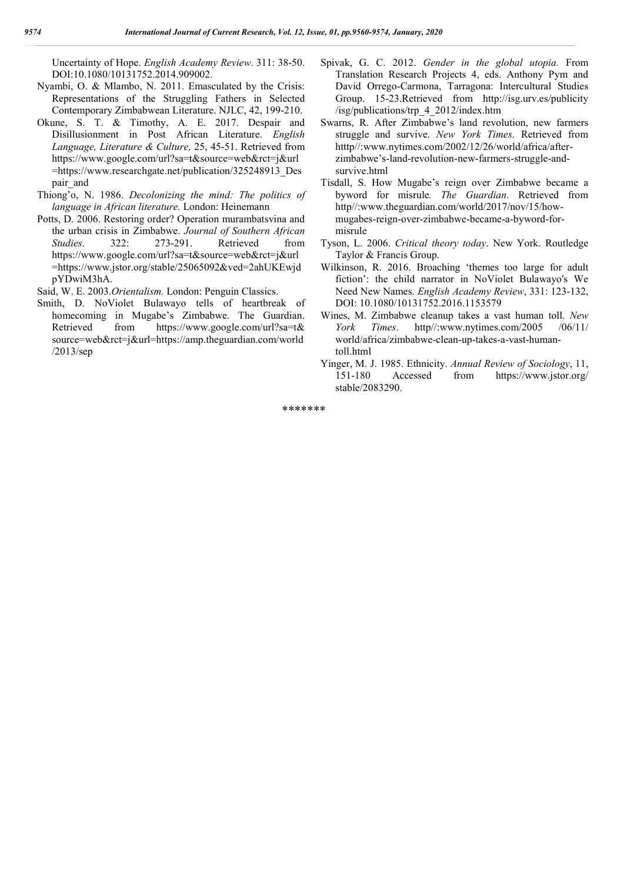Uncertainty of Hope. *English Academy Review*. 311: 38-50. DOI:10.1080/10131752.2014.909002.

Nyambi, O. & Mlambo, N. 2011. Emasculated by the Crisis: Representations of the Struggling Fathers in Selected Contemporary Zimbabwean Literature. NJLC, 42, 199-210.

Okune, S. T. & Timothy, A. E. 2017. Despair and Disillusionment in Post African Literature. *English Language, Literature & Culture,* 25, 45-51. Retrieved from https://www.google.com/url?sa=t&source=web&rct=j&url=https://www.researchgate.net/publication/325248913_Despair_and

Thiong'o, N. 1986. *Decolonizing the mind: The politics of language in African literature.* London: Heinemann

Potts, D. 2006. Restoring order? Operation murambatsvina and the urban crisis in Zimbabwe. *Journal of Southern African Studies*. 322: 273-291. Retrieved from https://www.google.com/url?sa=t&source=web&rct=j&url=https://www.jstor.org/stable/25065092&ved=2ahUKEwjdpYDwiM3hA.

Said, W. E. 2003.*Orientalism.* London: Penguin Classics.

Smith, D. NoViolet Bulawayo tells of heartbreak of homecoming in Mugabe's Zimbabwe. The Guardian. Retrieved from https://www.google.com/url?sa=t&source=web&rct=j&url=https://amp.theguardian.com/world/2013/sep

Spivak, G. C. 2012. *Gender in the global utopia.* From Translation Research Projects 4, eds. Anthony Pym and David Orrego-Carmona, Tarragona: Intercultural Studies Group. 15-23.Retrieved from http://isg.urv.es/publicity/isg/publications/trp_4_2012/index.htm

Swarns, R. After Zimbabwe's land revolution, new farmers struggle and survive. *New York Times*. Retrieved from htttp//:www.nytimes.com/2002/12/26/world/africa/after-zimbabwe's-land-revolution-new-farmers-struggle-and-survive.html

Tisdall, S. How Mugabe's reign over Zimbabwe became a byword for misrule*. The Guardian*. Retrieved from http//:www.theguardian.com/world/2017/nov/15/how-mugabes-reign-over-zimbabwe-became-a-byword-for-misrule

Tyson, L. 2006. *Critical theory today*. New York. Routledge Taylor & Francis Group.

Wilkinson, R. 2016. Broaching 'themes too large for adult fiction': the child narrator in NoViolet Bulawayo's We Need New Names. *English Academy Review*, 331: 123-132, DOI: 10.1080/10131752.2016.1153579

Wines, M. Zimbabwe cleanup takes a vast human toll. *New York Times*. http//:www.nytimes.com/2005 /06/11/ world/africa/zimbabwe-clean-up-takes-a-vast-human-toll.html

Yinger, M. J. 1985. Ethnicity. *Annual Review of Sociology*, 11, 151-180 Accessed from https://www.jstor.org/ stable/2083290.

*******